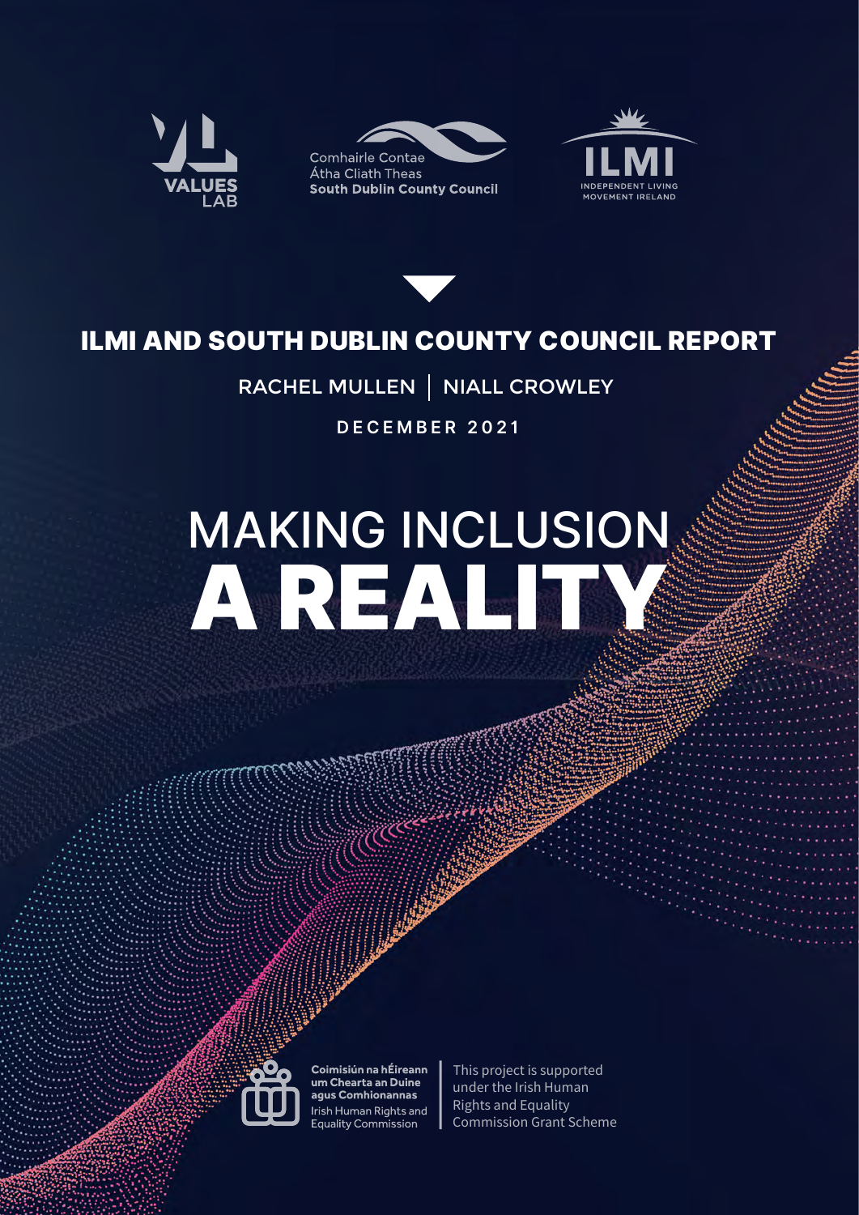VALUES LAB

Comhairle Contae
Átha Cliath Theas
**South Dublin County Council**

ILMI
INDEPENDENT LIVING MOVEMENT IRELAND

**ILMI AND SOUTH DUBLIN COUNTY COUNCIL REPORT**

RACHEL MULLEN | NIALL CROWLEY

DECEMBER 2021

# MAKING INCLUSION A REALITY

**Coimisiún na hÉireann um Chearta an Duine agus Comhionannas**
Irish Human Rights and Equality Commission

This project is supported under the Irish Human Rights and Equality Commission Grant Scheme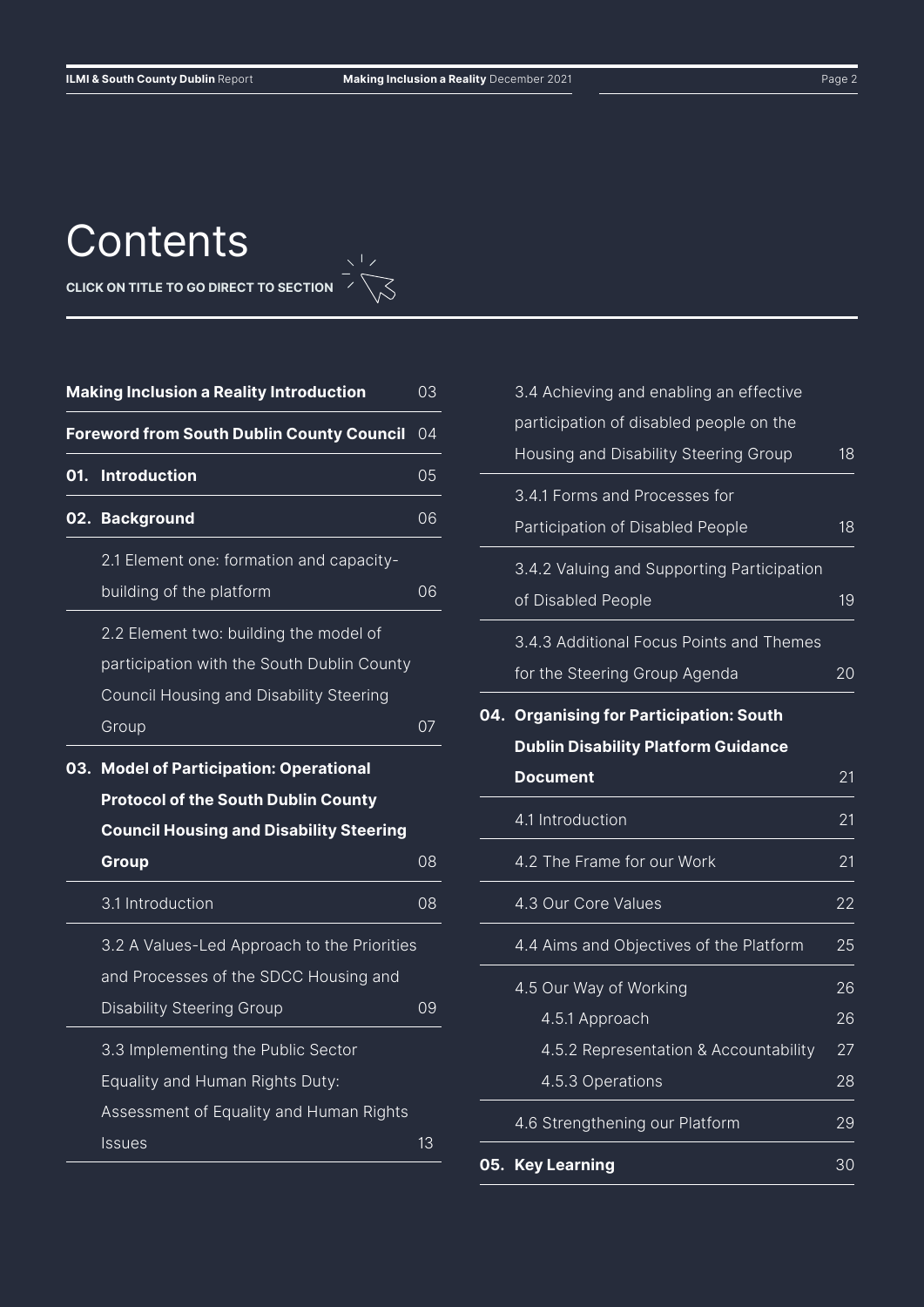# Contents

**CLICK ON TITLE TO GO DIRECT TO SECTION**

| | |
|---|---|
| **Making Inclusion a Reality Introduction** | 03 |
| **Foreword from South Dublin County Council** | 04 |
| **01. Introduction** | 05 |
| **02. Background** | 06 |
| 2.1 Element one: formation and capacity-building of the platform | 06 |
| 2.2 Element two: building the model of participation with the South Dublin County Council Housing and Disability Steering Group | 07 |
| **03. Model of Participation: Operational Protocol of the South Dublin County Council Housing and Disability Steering Group** | 08 |
| 3.1 Introduction | 08 |
| 3.2 A Values-Led Approach to the Priorities and Processes of the SDCC Housing and Disability Steering Group | 09 |
| 3.3 Implementing the Public Sector Equality and Human Rights Duty: Assessment of Equality and Human Rights Issues | 13 |
| 3.4 Achieving and enabling an effective participation of disabled people on the Housing and Disability Steering Group | 18 |
| 3.4.1 Forms and Processes for Participation of Disabled People | 18 |
| 3.4.2 Valuing and Supporting Participation of Disabled People | 19 |
| 3.4.3 Additional Focus Points and Themes for the Steering Group Agenda | 20 |
| **04. Organising for Participation: South Dublin Disability Platform Guidance Document** | 21 |
| 4.1 Introduction | 21 |
| 4.2 The Frame for our Work | 21 |
| 4.3 Our Core Values | 22 |
| 4.4 Aims and Objectives of the Platform | 25 |
| 4.5 Our Way of Working | 26 |
| 4.5.1 Approach | 26 |
| 4.5.2 Representation & Accountability | 27 |
| 4.5.3 Operations | 28 |
| 4.6 Strengthening our Platform | 29 |
| **05. Key Learning** | 30 |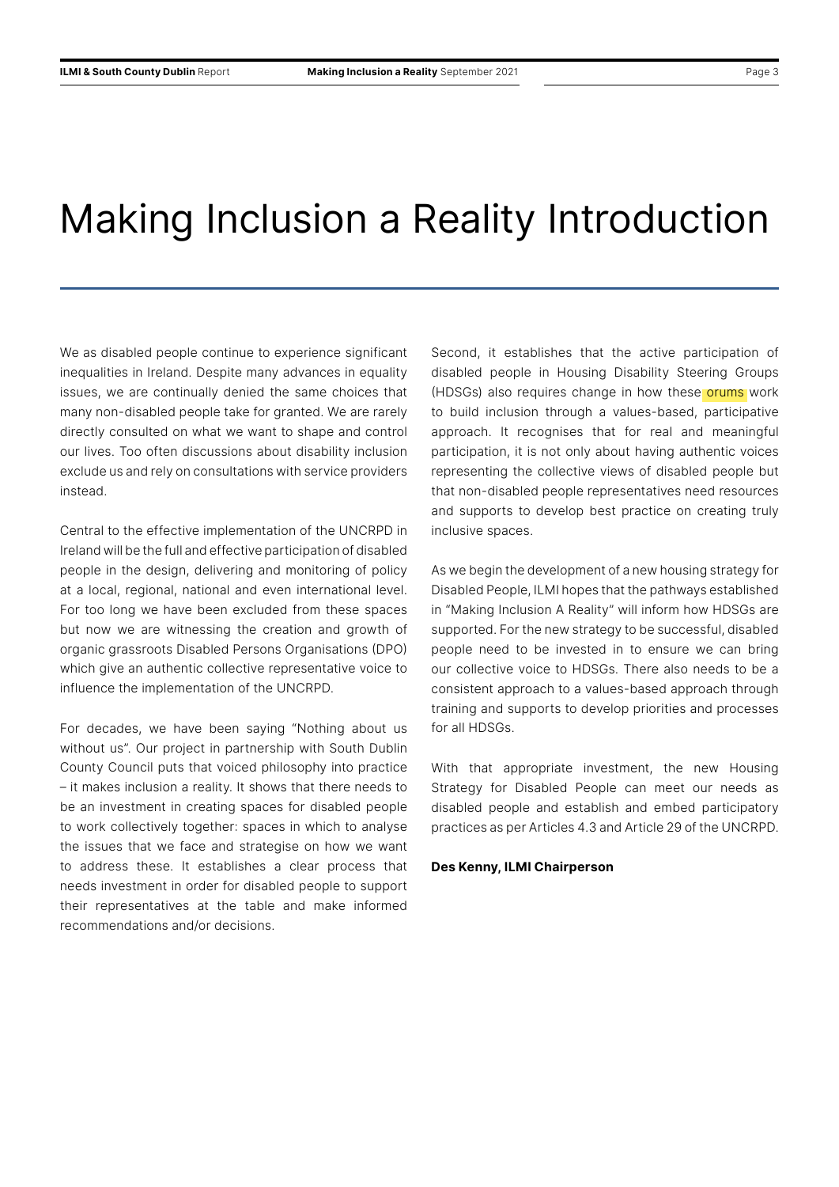# Making Inclusion a Reality Introduction

We as disabled people continue to experience significant inequalities in Ireland. Despite many advances in equality issues, we are continually denied the same choices that many non-disabled people take for granted. We are rarely directly consulted on what we want to shape and control our lives. Too often discussions about disability inclusion exclude us and rely on consultations with service providers instead.

Central to the effective implementation of the UNCRPD in Ireland will be the full and effective participation of disabled people in the design, delivering and monitoring of policy at a local, regional, national and even international level. For too long we have been excluded from these spaces but now we are witnessing the creation and growth of organic grassroots Disabled Persons Organisations (DPO) which give an authentic collective representative voice to influence the implementation of the UNCRPD.

For decades, we have been saying "Nothing about us without us". Our project in partnership with South Dublin County Council puts that voiced philosophy into practice – it makes inclusion a reality. It shows that there needs to be an investment in creating spaces for disabled people to work collectively together: spaces in which to analyse the issues that we face and strategise on how we want to address these. It establishes a clear process that needs investment in order for disabled people to support their representatives at the table and make informed recommendations and/or decisions.

Second, it establishes that the active participation of disabled people in Housing Disability Steering Groups (HDSGs) also requires change in how these orums work to build inclusion through a values-based, participative approach. It recognises that for real and meaningful participation, it is not only about having authentic voices representing the collective views of disabled people but that non-disabled people representatives need resources and supports to develop best practice on creating truly inclusive spaces.

As we begin the development of a new housing strategy for Disabled People, ILMI hopes that the pathways established in "Making Inclusion A Reality" will inform how HDSGs are supported. For the new strategy to be successful, disabled people need to be invested in to ensure we can bring our collective voice to HDSGs. There also needs to be a consistent approach to a values-based approach through training and supports to develop priorities and processes for all HDSGs.

With that appropriate investment, the new Housing Strategy for Disabled People can meet our needs as disabled people and establish and embed participatory practices as per Articles 4.3 and Article 29 of the UNCRPD.

**Des Kenny, ILMI Chairperson**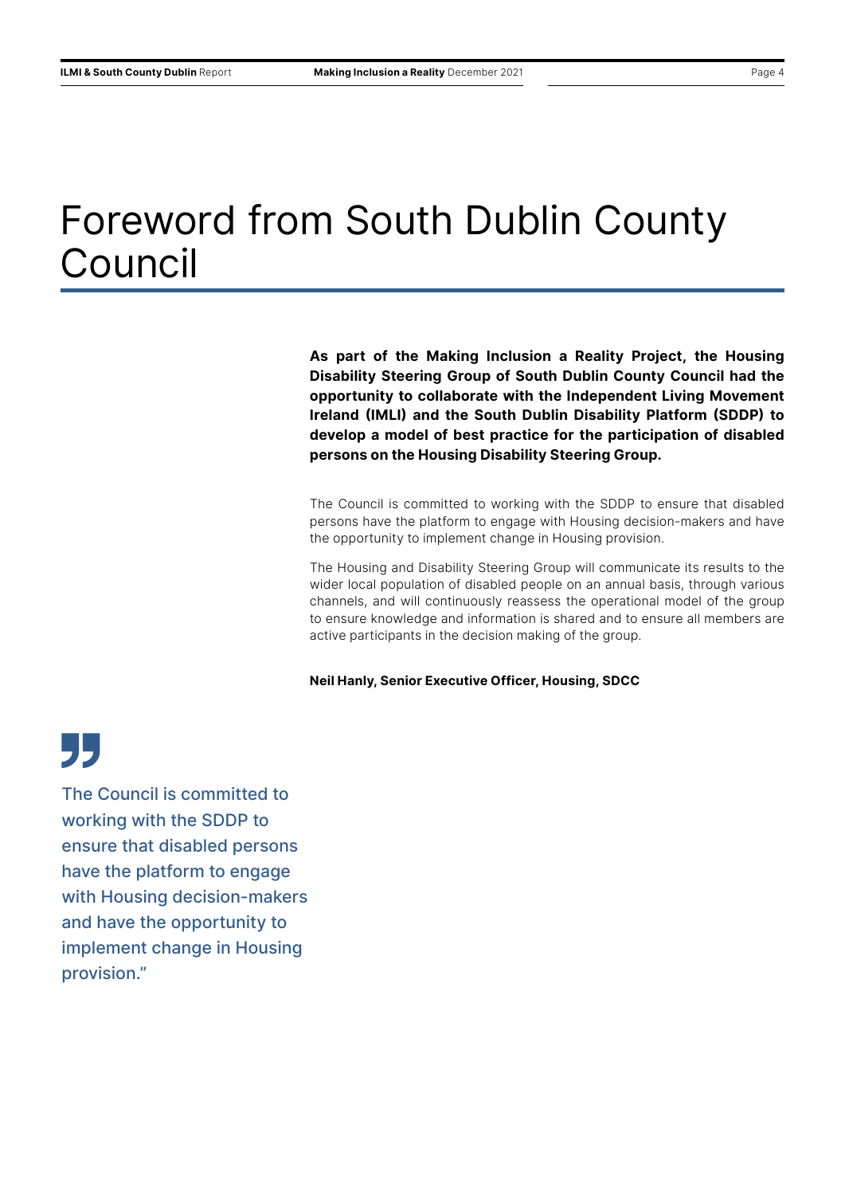# Foreword from South Dublin County Council

**As part of the Making Inclusion a Reality Project, the Housing Disability Steering Group of South Dublin County Council had the opportunity to collaborate with the Independent Living Movement Ireland (IMLI) and the South Dublin Disability Platform (SDDP) to develop a model of best practice for the participation of disabled persons on the Housing Disability Steering Group.**

The Council is committed to working with the SDDP to ensure that disabled persons have the platform to engage with Housing decision-makers and have the opportunity to implement change in Housing provision.

The Housing and Disability Steering Group will communicate its results to the wider local population of disabled people on an annual basis, through various channels, and will continuously reassess the operational model of the group to ensure knowledge and information is shared and to ensure all members are active participants in the decision making of the group.

**Neil Hanly, Senior Executive Officer, Housing, SDCC**

> The Council is committed to working with the SDDP to ensure that disabled persons have the platform to engage with Housing decision-makers and have the opportunity to implement change in Housing provision.”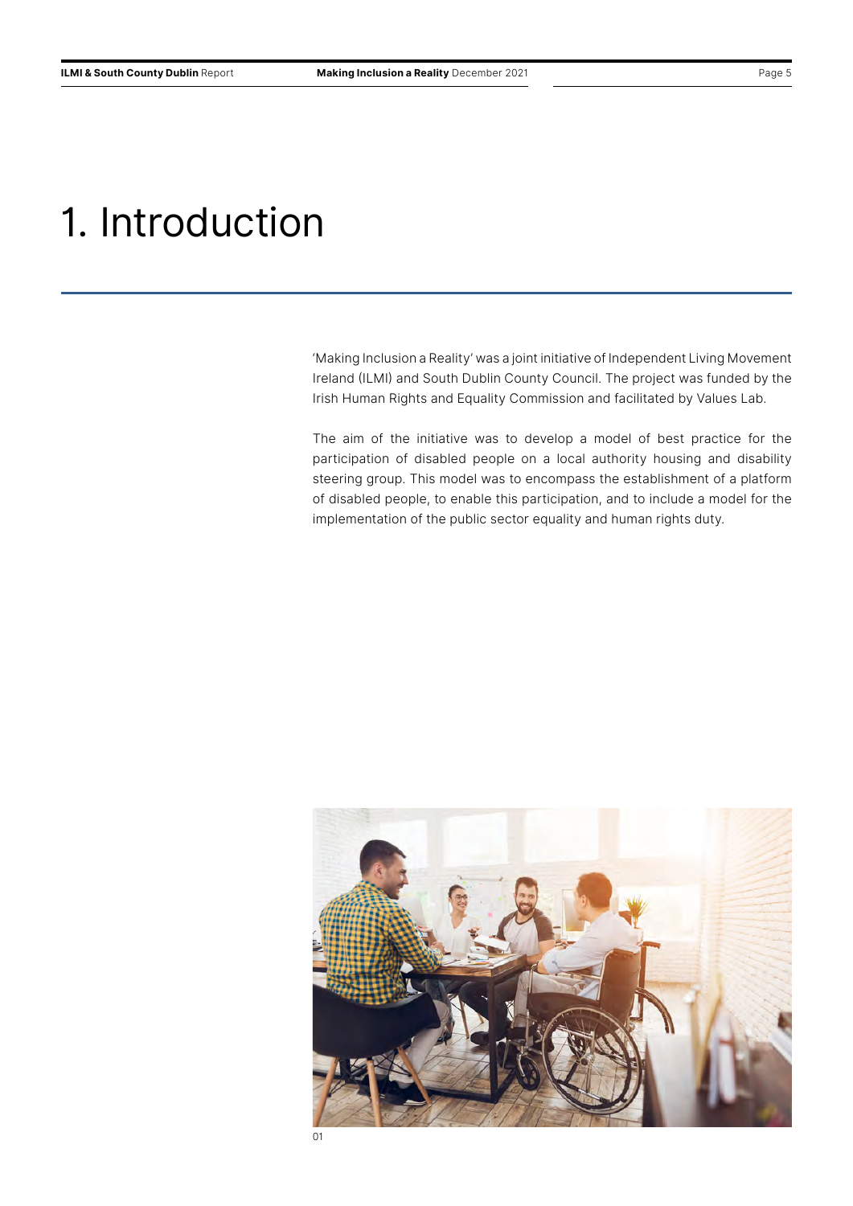# 1. Introduction

'Making Inclusion a Reality' was a joint initiative of Independent Living Movement Ireland (ILMI) and South Dublin County Council. The project was funded by the Irish Human Rights and Equality Commission and facilitated by Values Lab.

The aim of the initiative was to develop a model of best practice for the participation of disabled people on a local authority housing and disability steering group. This model was to encompass the establishment of a platform of disabled people, to enable this participation, and to include a model for the implementation of the public sector equality and human rights duty.

01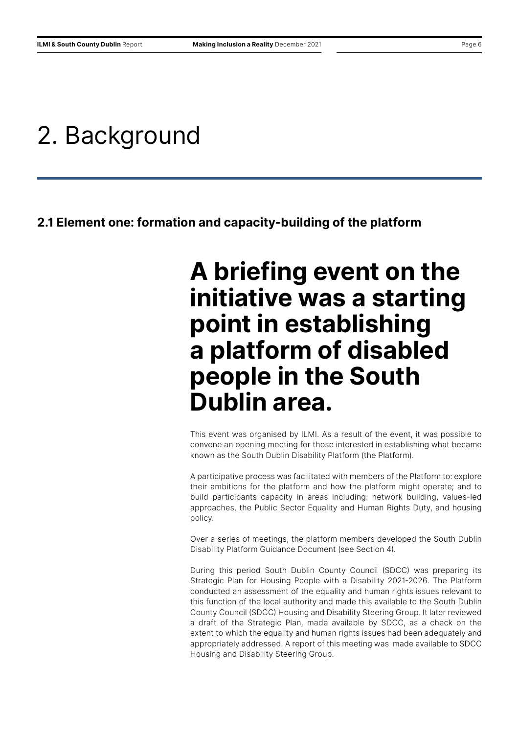# 2. Background

## 2.1 Element one: formation and capacity-building of the platform

**A briefing event on the initiative was a starting point in establishing a platform of disabled people in the South Dublin area.**

This event was organised by ILMI. As a result of the event, it was possible to convene an opening meeting for those interested in establishing what became known as the South Dublin Disability Platform (the Platform).

A participative process was facilitated with members of the Platform to: explore their ambitions for the platform and how the platform might operate; and to build participants capacity in areas including: network building, values-led approaches, the Public Sector Equality and Human Rights Duty, and housing policy.

Over a series of meetings, the platform members developed the South Dublin Disability Platform Guidance Document (see Section 4).

During this period South Dublin County Council (SDCC) was preparing its Strategic Plan for Housing People with a Disability 2021-2026. The Platform conducted an assessment of the equality and human rights issues relevant to this function of the local authority and made this available to the South Dublin County Council (SDCC) Housing and Disability Steering Group. It later reviewed a draft of the Strategic Plan, made available by SDCC, as a check on the extent to which the equality and human rights issues had been adequately and appropriately addressed. A report of this meeting was made available to SDCC Housing and Disability Steering Group.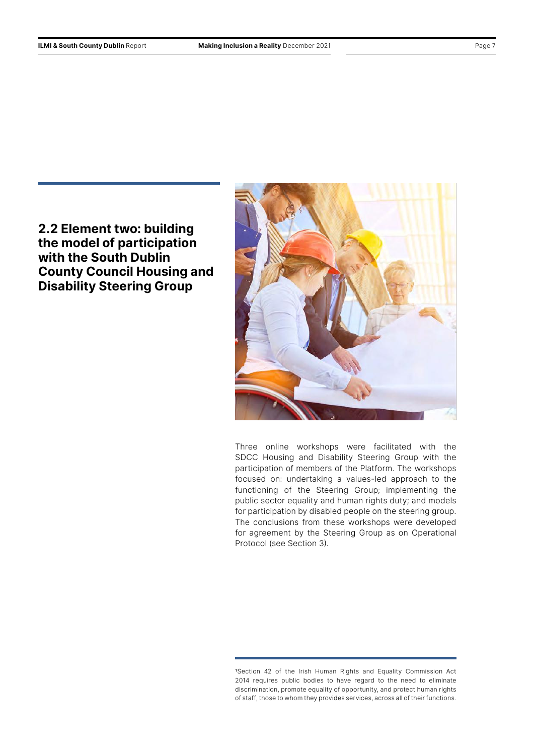## 2.2 Element two: building the model of participation with the South Dublin County Council Housing and Disability Steering Group

Three online workshops were facilitated with the SDCC Housing and Disability Steering Group with the participation of members of the Platform. The workshops focused on: undertaking a values-led approach to the functioning of the Steering Group; implementing the public sector equality and human rights duty; and models for participation by disabled people on the steering group. The conclusions from these workshops were developed for agreement by the Steering Group as on Operational Protocol (see Section 3).

[1]Section 42 of the Irish Human Rights and Equality Commission Act 2014 requires public bodies to have regard to the need to eliminate discrimination, promote equality of opportunity, and protect human rights of staff, those to whom they provides services, across all of their functions.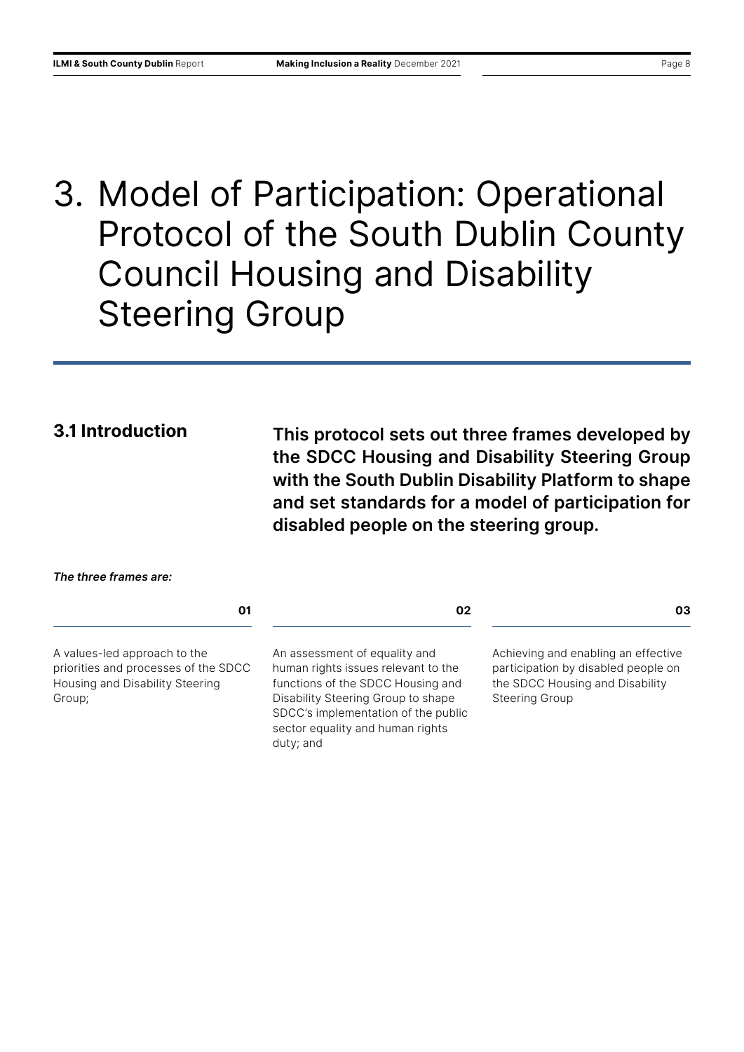# 3. Model of Participation: Operational Protocol of the South Dublin County Council Housing and Disability Steering Group

## 3.1 Introduction

**This protocol sets out three frames developed by the SDCC Housing and Disability Steering Group with the South Dublin Disability Platform to shape and set standards for a model of participation for disabled people on the steering group.**

***The three frames are:***

**01**

A values-led approach to the priorities and processes of the SDCC Housing and Disability Steering Group;

**02**

An assessment of equality and human rights issues relevant to the functions of the SDCC Housing and Disability Steering Group to shape SDCC's implementation of the public sector equality and human rights duty; and

**03**

Achieving and enabling an effective participation by disabled people on the SDCC Housing and Disability Steering Group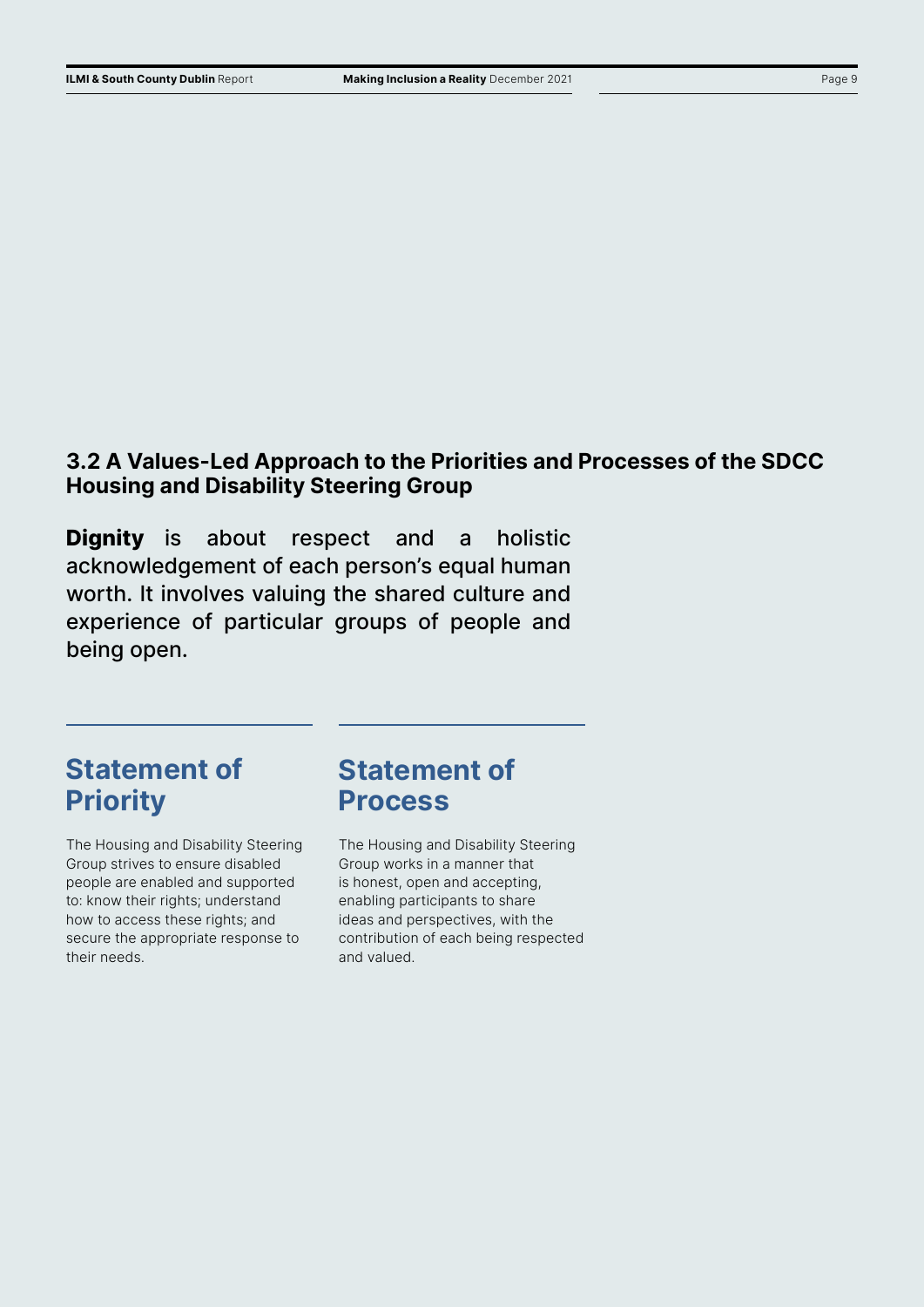## 3.2 A Values-Led Approach to the Priorities and Processes of the SDCC Housing and Disability Steering Group

**Dignity** is about respect and a holistic acknowledgement of each person's equal human worth. It involves valuing the shared culture and experience of particular groups of people and being open.

### Statement of Priority

The Housing and Disability Steering Group strives to ensure disabled people are enabled and supported to: know their rights; understand how to access these rights; and secure the appropriate response to their needs.

### Statement of Process

The Housing and Disability Steering Group works in a manner that is honest, open and accepting, enabling participants to share ideas and perspectives, with the contribution of each being respected and valued.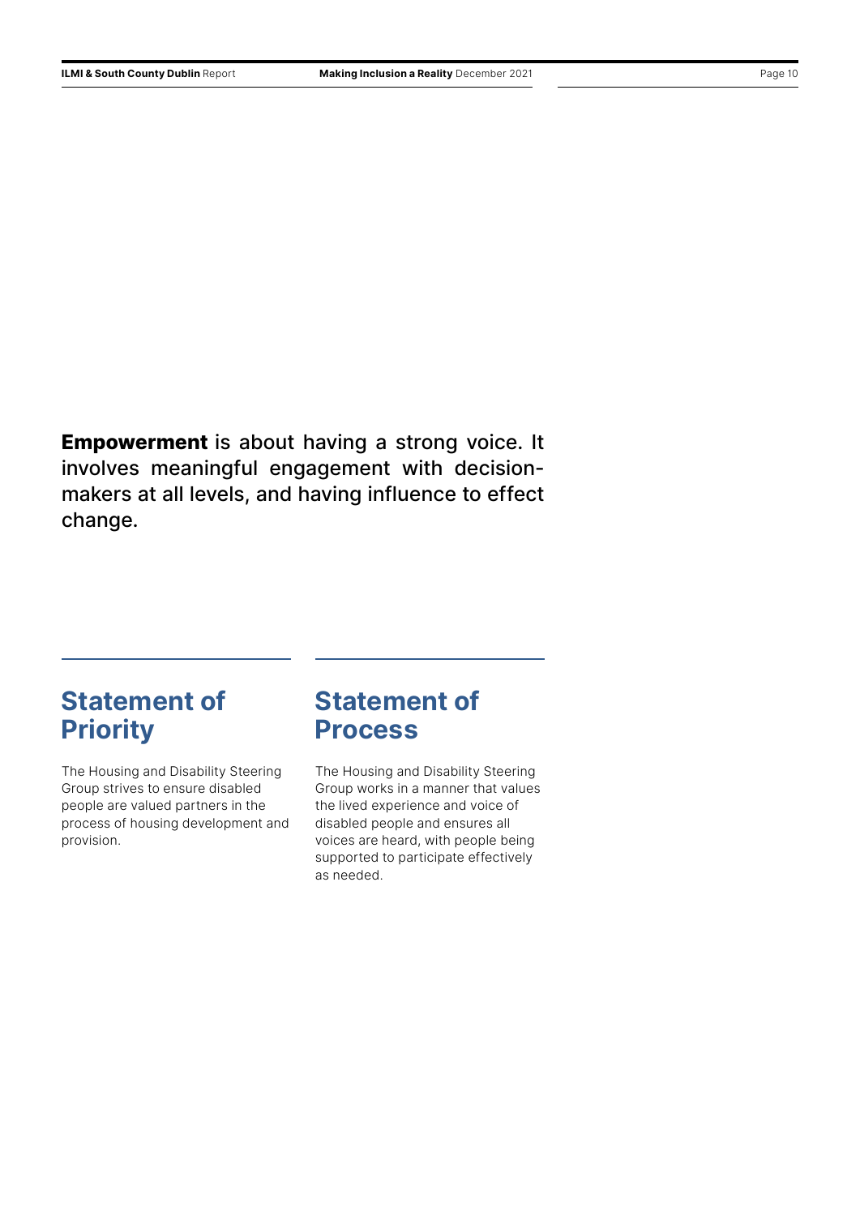**Empowerment** is about having a strong voice. It involves meaningful engagement with decision-makers at all levels, and having influence to effect change.

## Statement of Priority

The Housing and Disability Steering Group strives to ensure disabled people are valued partners in the process of housing development and provision.

## Statement of Process

The Housing and Disability Steering Group works in a manner that values the lived experience and voice of disabled people and ensures all voices are heard, with people being supported to participate effectively as needed.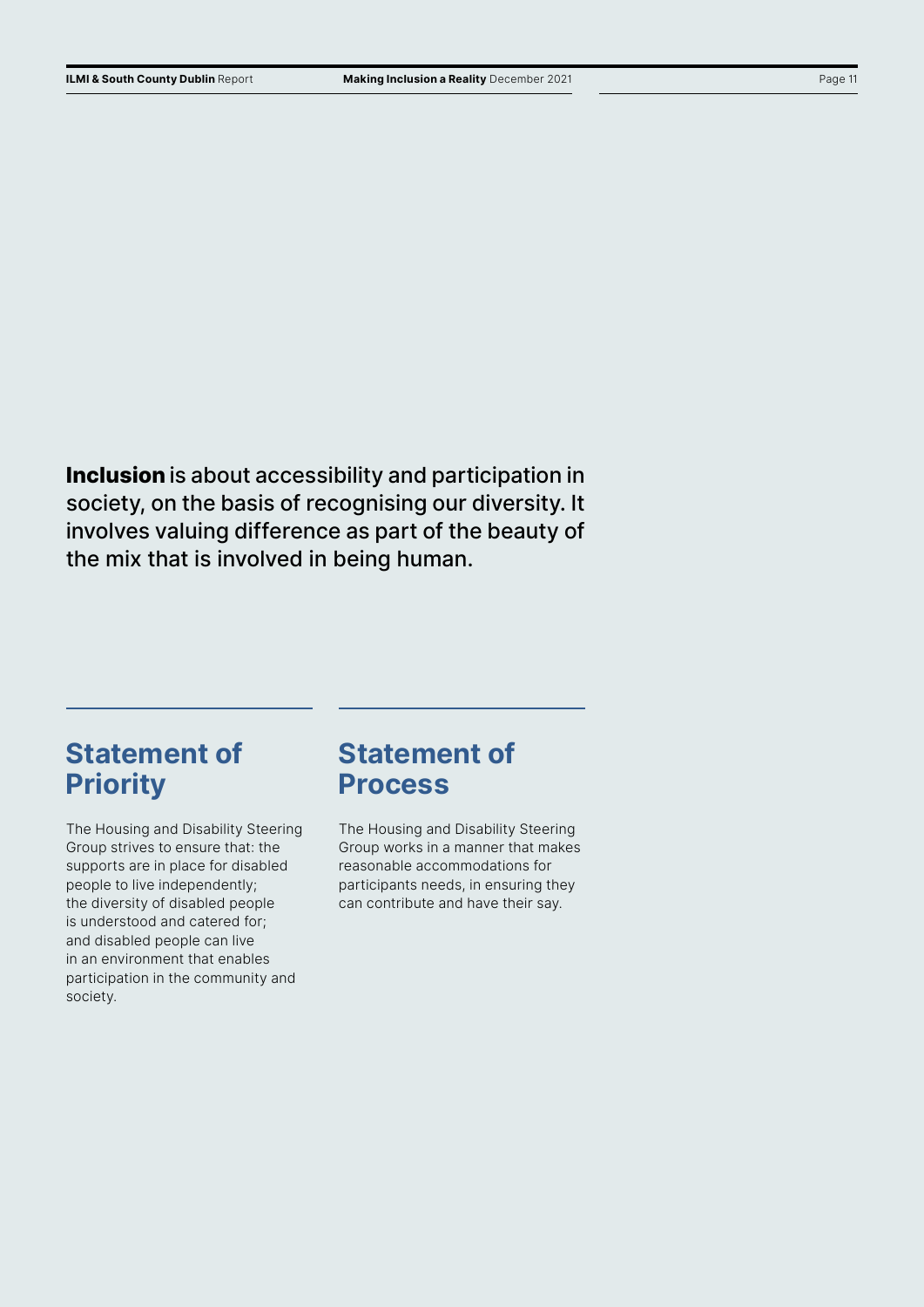**Inclusion** is about accessibility and participation in society, on the basis of recognising our diversity. It involves valuing difference as part of the beauty of the mix that is involved in being human.

## Statement of Priority

The Housing and Disability Steering Group strives to ensure that: the supports are in place for disabled people to live independently; the diversity of disabled people is understood and catered for; and disabled people can live in an environment that enables participation in the community and society.

## Statement of Process

The Housing and Disability Steering Group works in a manner that makes reasonable accommodations for participants needs, in ensuring they can contribute and have their say.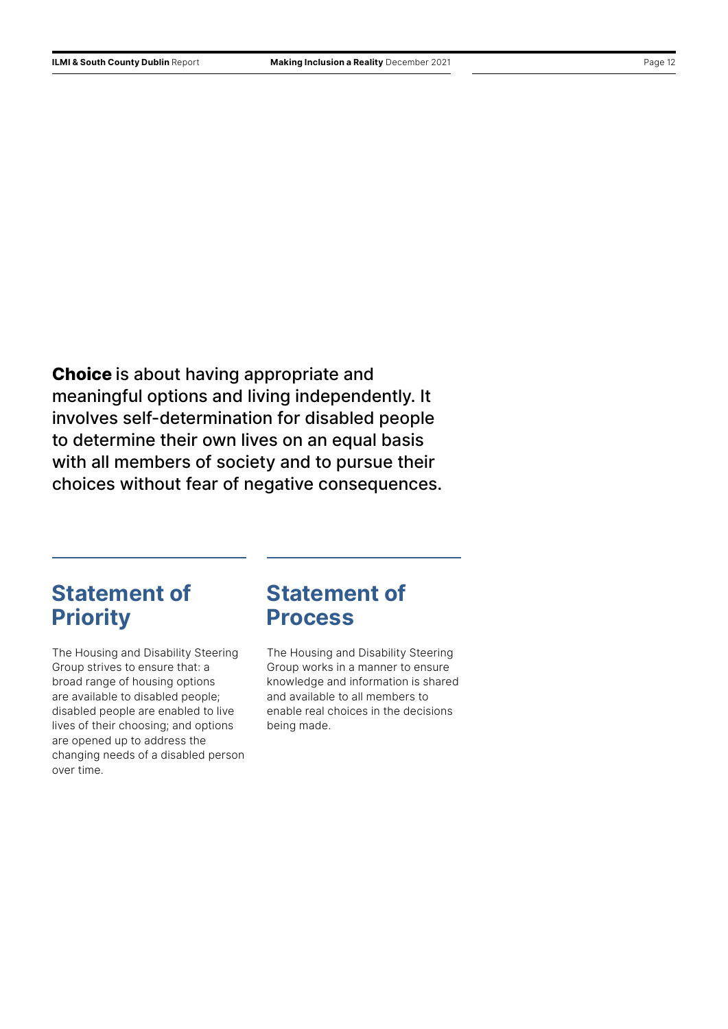**Choice** is about having appropriate and meaningful options and living independently. It involves self-determination for disabled people to determine their own lives on an equal basis with all members of society and to pursue their choices without fear of negative consequences.

## Statement of Priority

The Housing and Disability Steering Group strives to ensure that: a broad range of housing options are available to disabled people; disabled people are enabled to live lives of their choosing; and options are opened up to address the changing needs of a disabled person over time.

## Statement of Process

The Housing and Disability Steering Group works in a manner to ensure knowledge and information is shared and available to all members to enable real choices in the decisions being made.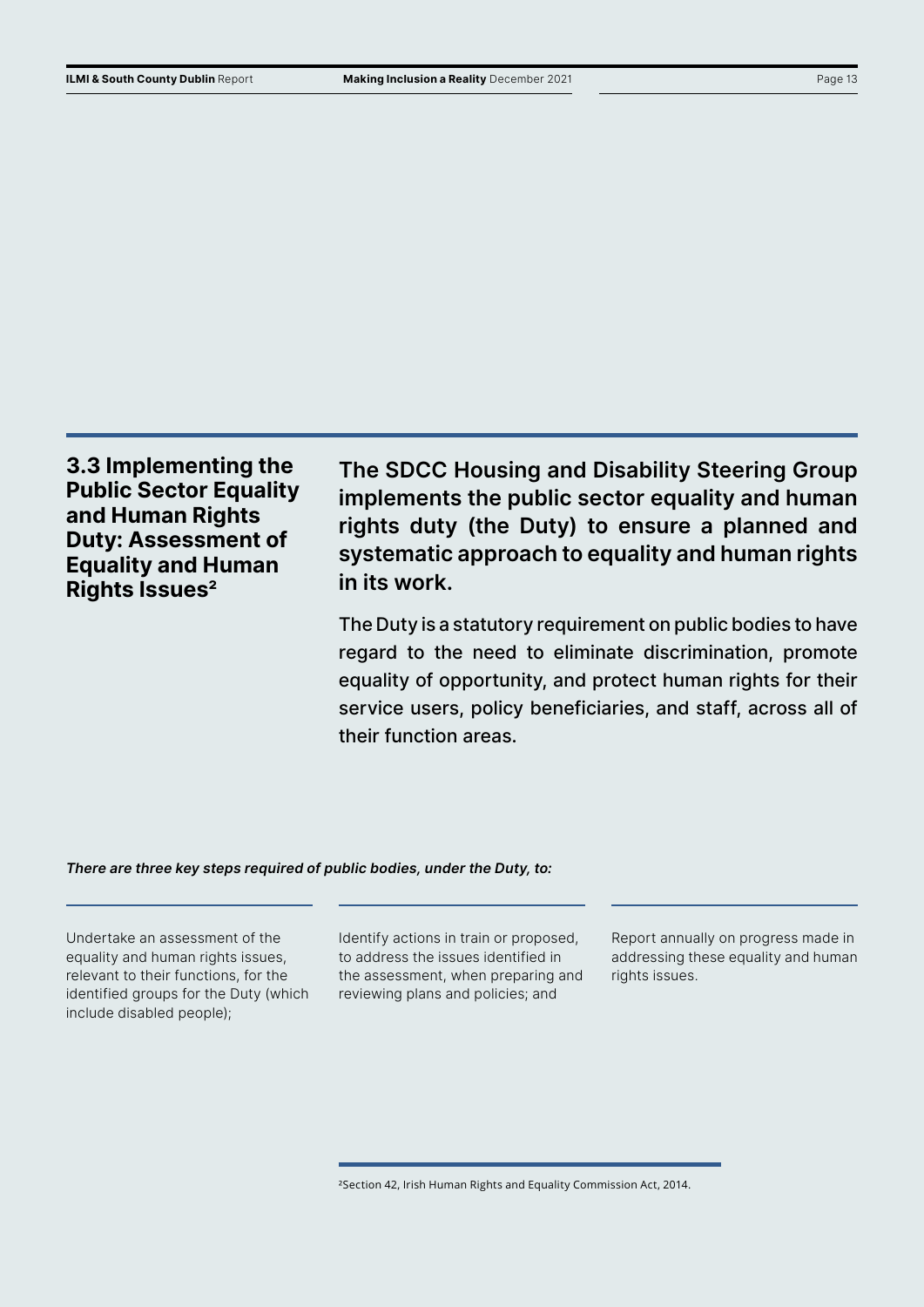## 3.3 Implementing the Public Sector Equality and Human Rights Duty: Assessment of Equality and Human Rights Issues[2]

**The SDCC Housing and Disability Steering Group implements the public sector equality and human rights duty (the Duty) to ensure a planned and systematic approach to equality and human rights in its work.**

The Duty is a statutory requirement on public bodies to have regard to the need to eliminate discrimination, promote equality of opportunity, and protect human rights for their service users, policy beneficiaries, and staff, across all of their function areas.

***There are three key steps required of public bodies, under the Duty, to:***

- Undertake an assessment of the equality and human rights issues, relevant to their functions, for the identified groups for the Duty (which include disabled people);
- Identify actions in train or proposed, to address the issues identified in the assessment, when preparing and reviewing plans and policies; and
- Report annually on progress made in addressing these equality and human rights issues.

[2] Section 42, Irish Human Rights and Equality Commission Act, 2014.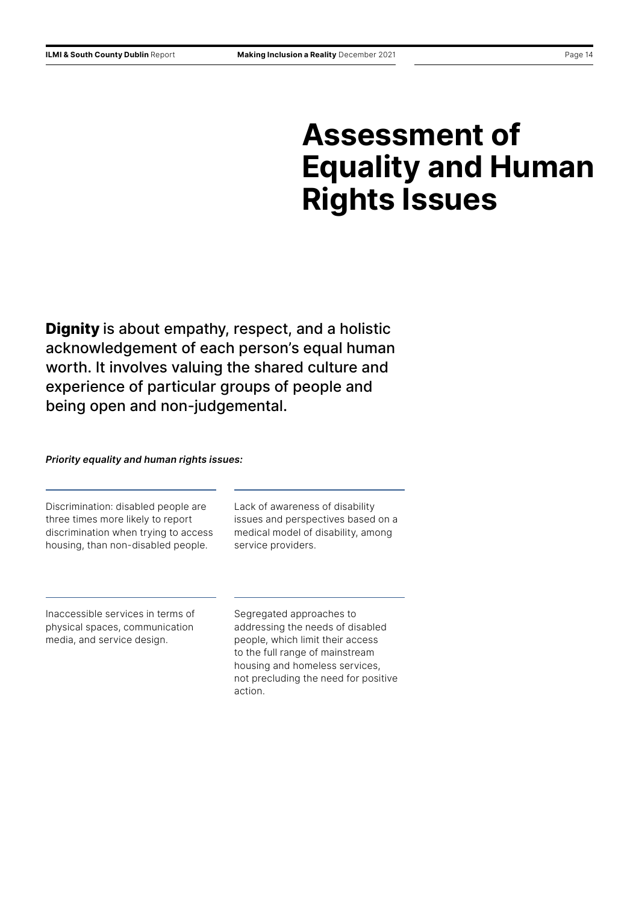# Assessment of Equality and Human Rights Issues

**Dignity** is about empathy, respect, and a holistic acknowledgement of each person's equal human worth. It involves valuing the shared culture and experience of particular groups of people and being open and non-judgemental.

***Priority equality and human rights issues:***

- Discrimination: disabled people are three times more likely to report discrimination when trying to access housing, than non-disabled people.
- Lack of awareness of disability issues and perspectives based on a medical model of disability, among service providers.
- Inaccessible services in terms of physical spaces, communication media, and service design.
- Segregated approaches to addressing the needs of disabled people, which limit their access to the full range of mainstream housing and homeless services, not precluding the need for positive action.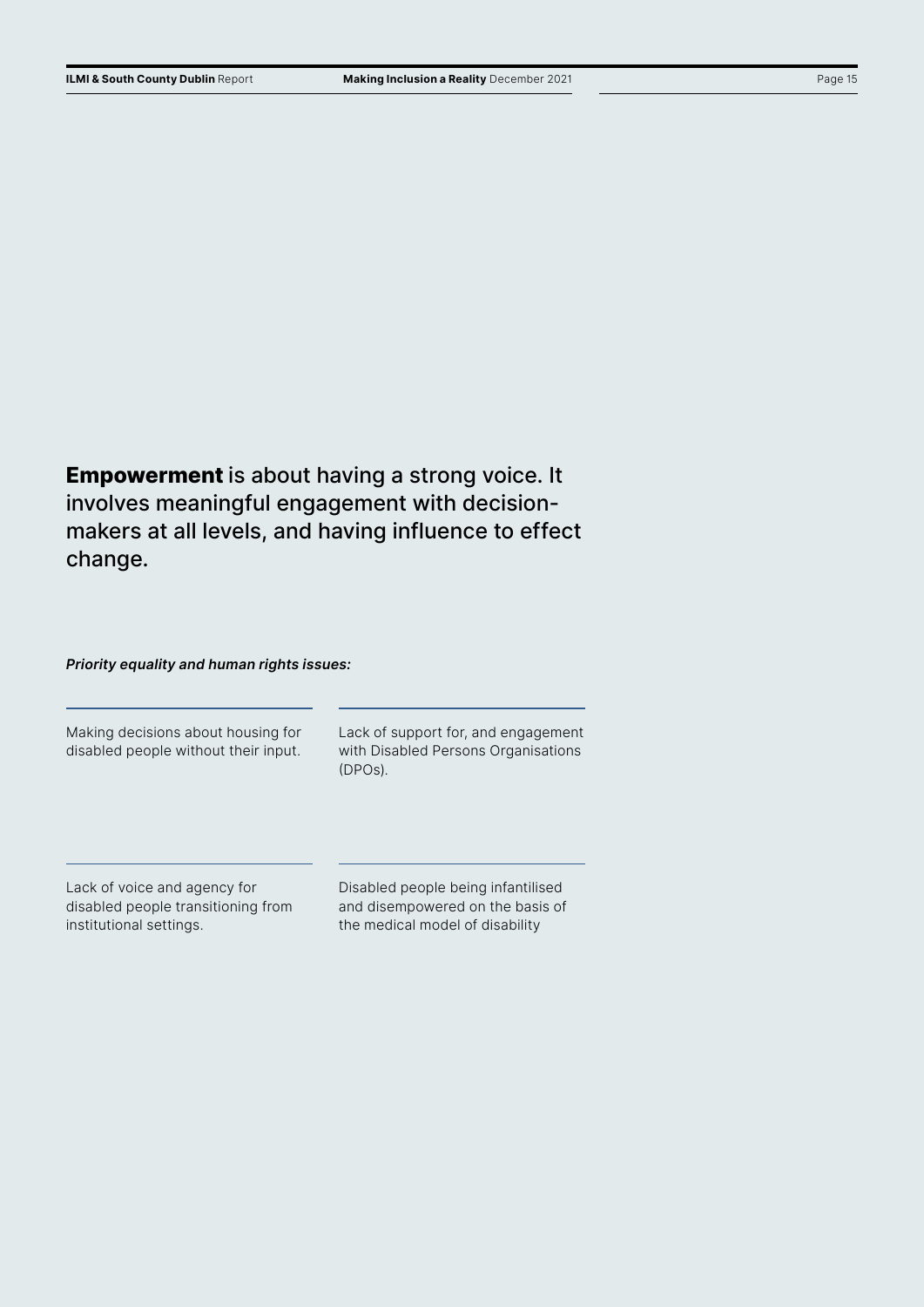**Empowerment** is about having a strong voice. It involves meaningful engagement with decision-makers at all levels, and having influence to effect change.

***Priority equality and human rights issues:***

- Making decisions about housing for disabled people without their input.
- Lack of support for, and engagement with Disabled Persons Organisations (DPOs).
- Lack of voice and agency for disabled people transitioning from institutional settings.
- Disabled people being infantilised and disempowered on the basis of the medical model of disability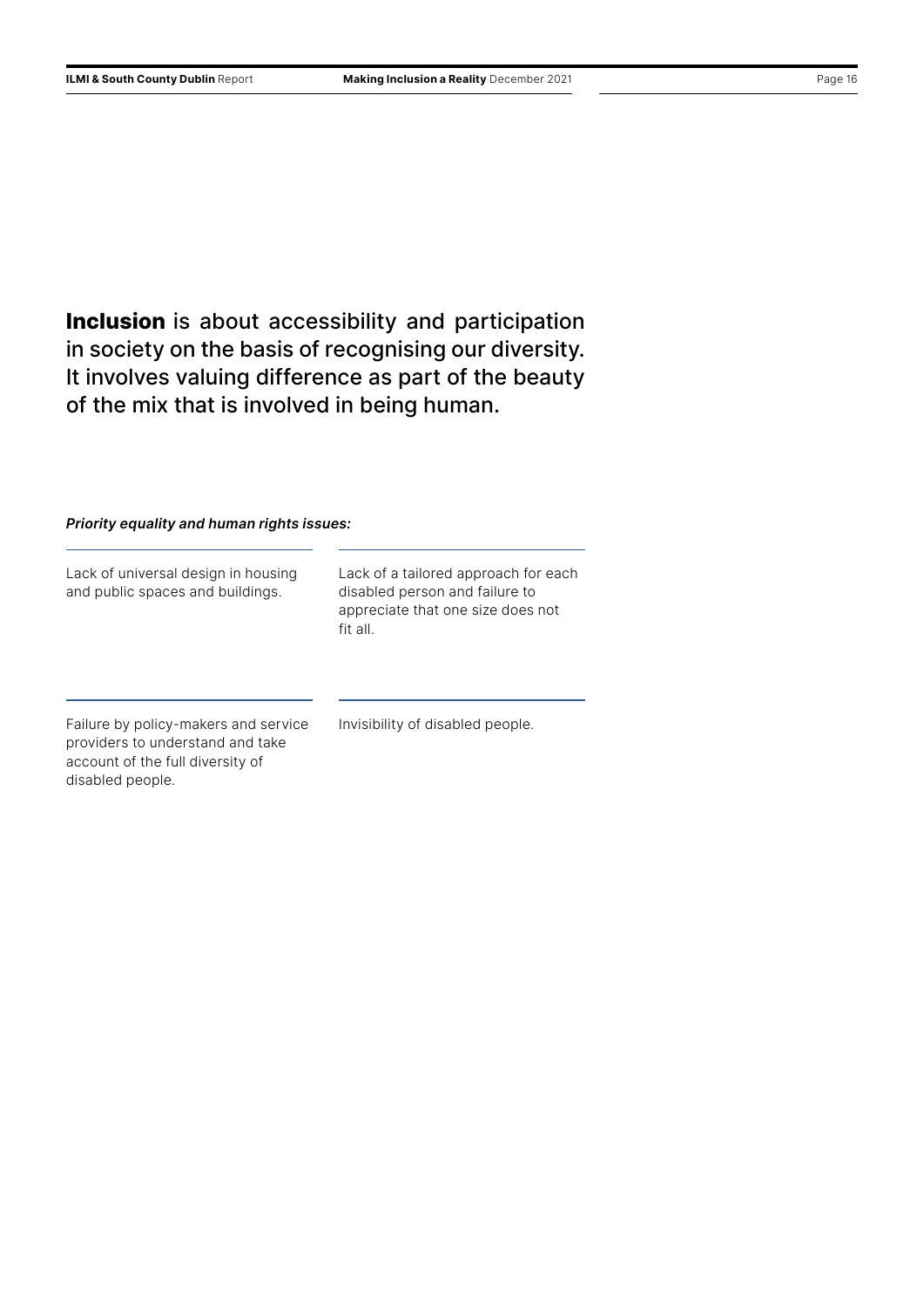**Inclusion** is about accessibility and participation in society on the basis of recognising our diversity. It involves valuing difference as part of the beauty of the mix that is involved in being human.

***Priority equality and human rights issues:***

- Lack of universal design in housing and public spaces and buildings.
- Lack of a tailored approach for each disabled person and failure to appreciate that one size does not fit all.
- Failure by policy-makers and service providers to understand and take account of the full diversity of disabled people.
- Invisibility of disabled people.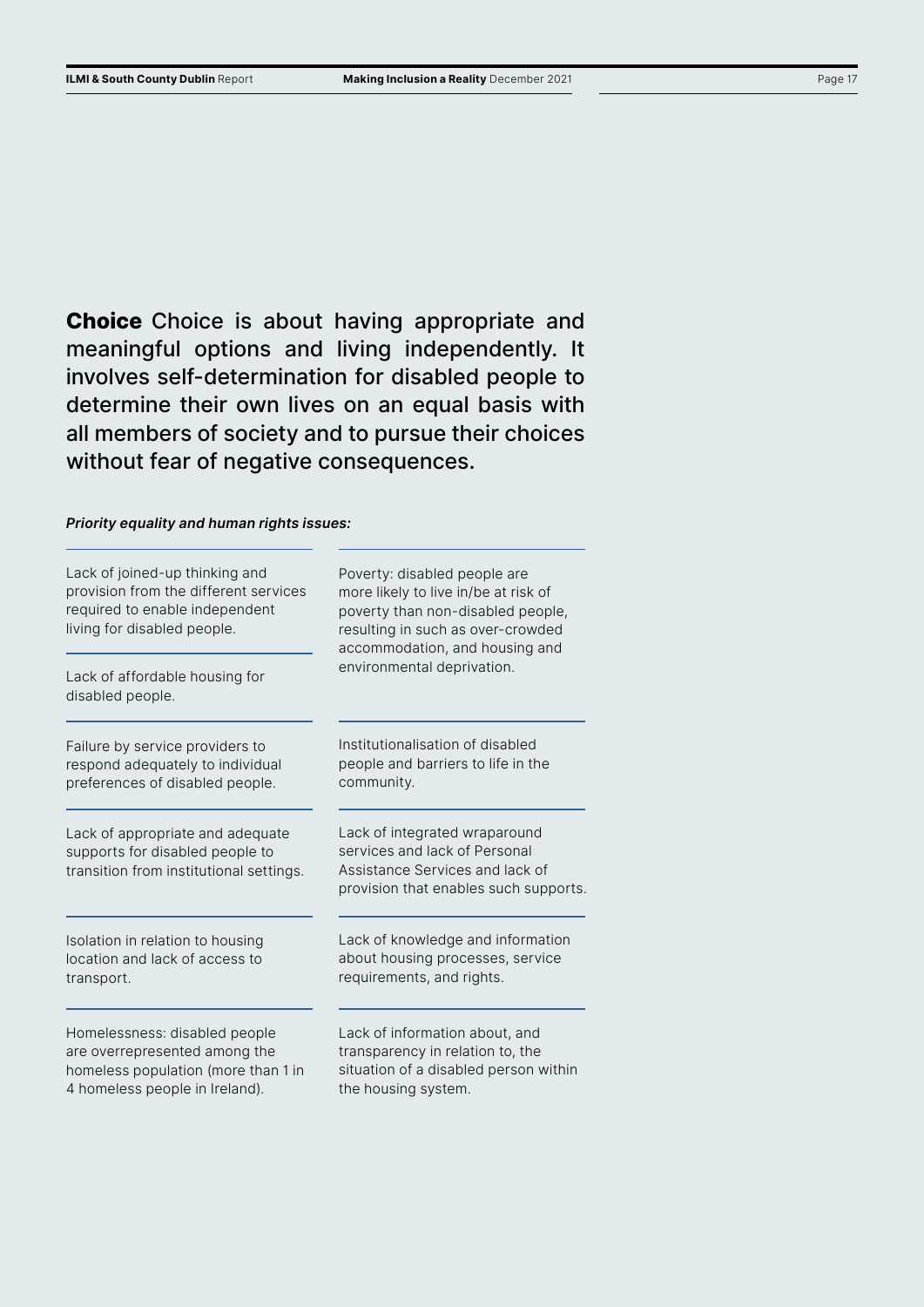**Choice** Choice is about having appropriate and meaningful options and living independently. It involves self-determination for disabled people to determine their own lives on an equal basis with all members of society and to pursue their choices without fear of negative consequences.

***Priority equality and human rights issues:***

- Lack of joined-up thinking and provision from the different services required to enable independent living for disabled people.
- Lack of affordable housing for disabled people.
- Poverty: disabled people are more likely to live in/be at risk of poverty than non-disabled people, resulting in such as over-crowded accommodation, and housing and environmental deprivation.
- Failure by service providers to respond adequately to individual preferences of disabled people.
- Institutionalisation of disabled people and barriers to life in the community.
- Lack of appropriate and adequate supports for disabled people to transition from institutional settings.
- Lack of integrated wraparound services and lack of Personal Assistance Services and lack of provision that enables such supports.
- Isolation in relation to housing location and lack of access to transport.
- Lack of knowledge and information about housing processes, service requirements, and rights.
- Homelessness: disabled people are overrepresented among the homeless population (more than 1 in 4 homeless people in Ireland).
- Lack of information about, and transparency in relation to, the situation of a disabled person within the housing system.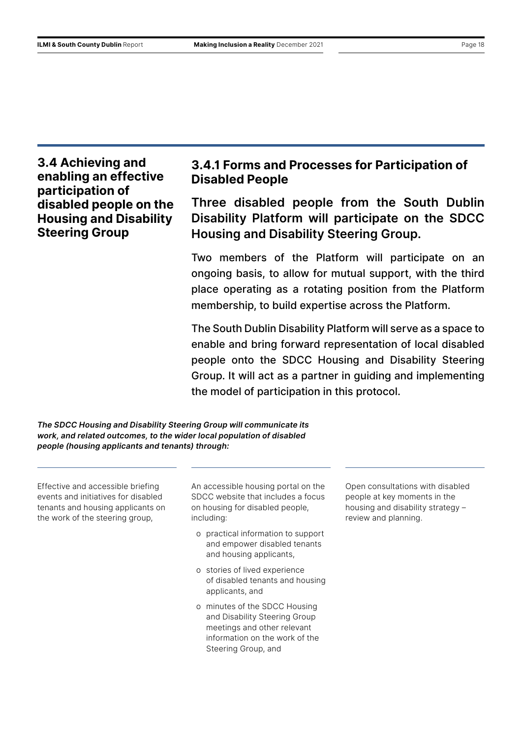## 3.4 Achieving and enabling an effective participation of disabled people on the Housing and Disability Steering Group

### 3.4.1 Forms and Processes for Participation of Disabled People

**Three disabled people from the South Dublin Disability Platform will participate on the SDCC Housing and Disability Steering Group.**

Two members of the Platform will participate on an ongoing basis, to allow for mutual support, with the third place operating as a rotating position from the Platform membership, to build expertise across the Platform.

The South Dublin Disability Platform will serve as a space to enable and bring forward representation of local disabled people onto the SDCC Housing and Disability Steering Group. It will act as a partner in guiding and implementing the model of participation in this protocol.

***The SDCC Housing and Disability Steering Group will communicate its work, and related outcomes, to the wider local population of disabled people (housing applicants and tenants) through:***

Effective and accessible briefing events and initiatives for disabled tenants and housing applicants on the work of the steering group,

An accessible housing portal on the SDCC website that includes a focus on housing for disabled people, including:

- o practical information to support and empower disabled tenants and housing applicants,
- o stories of lived experience of disabled tenants and housing applicants, and
- o minutes of the SDCC Housing and Disability Steering Group meetings and other relevant information on the work of the Steering Group, and

Open consultations with disabled people at key moments in the housing and disability strategy – review and planning.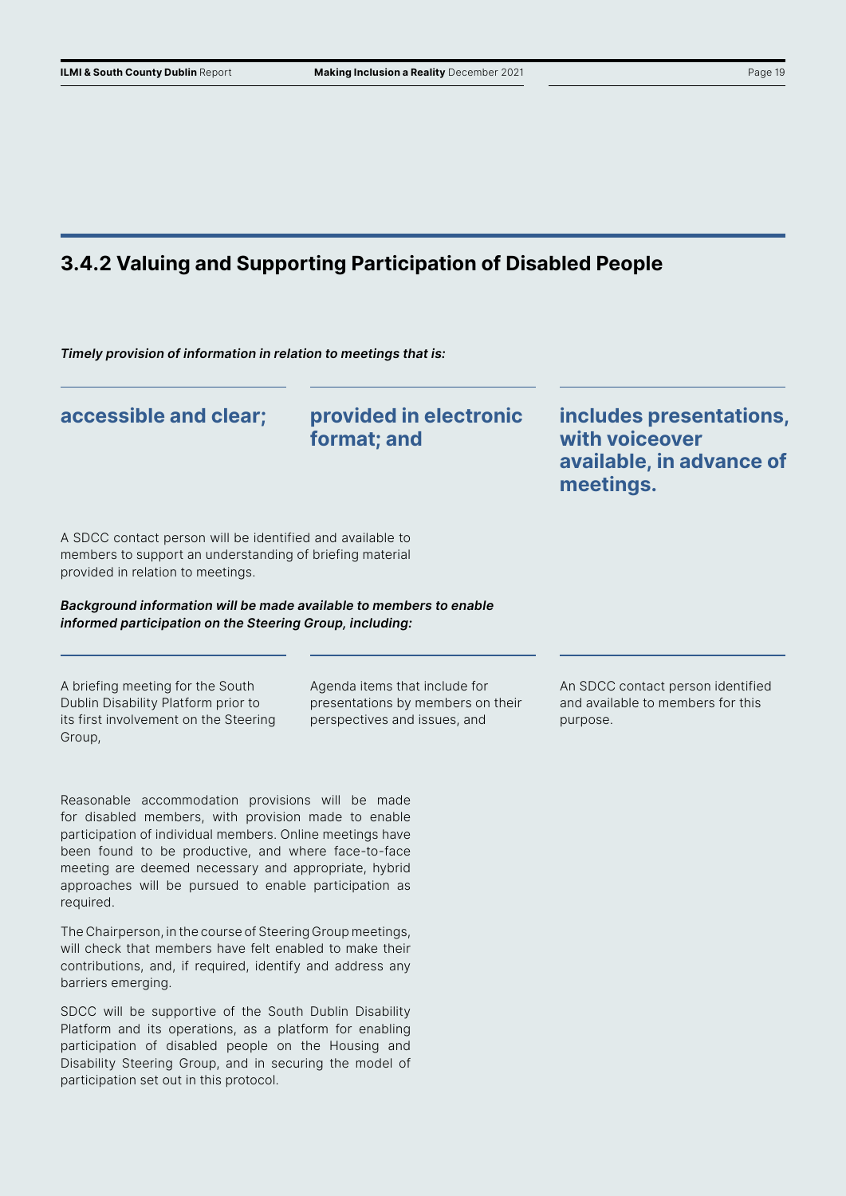### 3.4.2 Valuing and Supporting Participation of Disabled People

***Timely provision of information in relation to meetings that is:***

- **accessible and clear;**
- **provided in electronic format; and**
- **includes presentations, with voiceover available, in advance of meetings.**

A SDCC contact person will be identified and available to members to support an understanding of briefing material provided in relation to meetings.

***Background information will be made available to members to enable informed participation on the Steering Group, including:***

- A briefing meeting for the South Dublin Disability Platform prior to its first involvement on the Steering Group,
- Agenda items that include for presentations by members on their perspectives and issues, and
- An SDCC contact person identified and available to members for this purpose.

Reasonable accommodation provisions will be made for disabled members, with provision made to enable participation of individual members. Online meetings have been found to be productive, and where face-to-face meeting are deemed necessary and appropriate, hybrid approaches will be pursued to enable participation as required.

The Chairperson, in the course of Steering Group meetings, will check that members have felt enabled to make their contributions, and, if required, identify and address any barriers emerging.

SDCC will be supportive of the South Dublin Disability Platform and its operations, as a platform for enabling participation of disabled people on the Housing and Disability Steering Group, and in securing the model of participation set out in this protocol.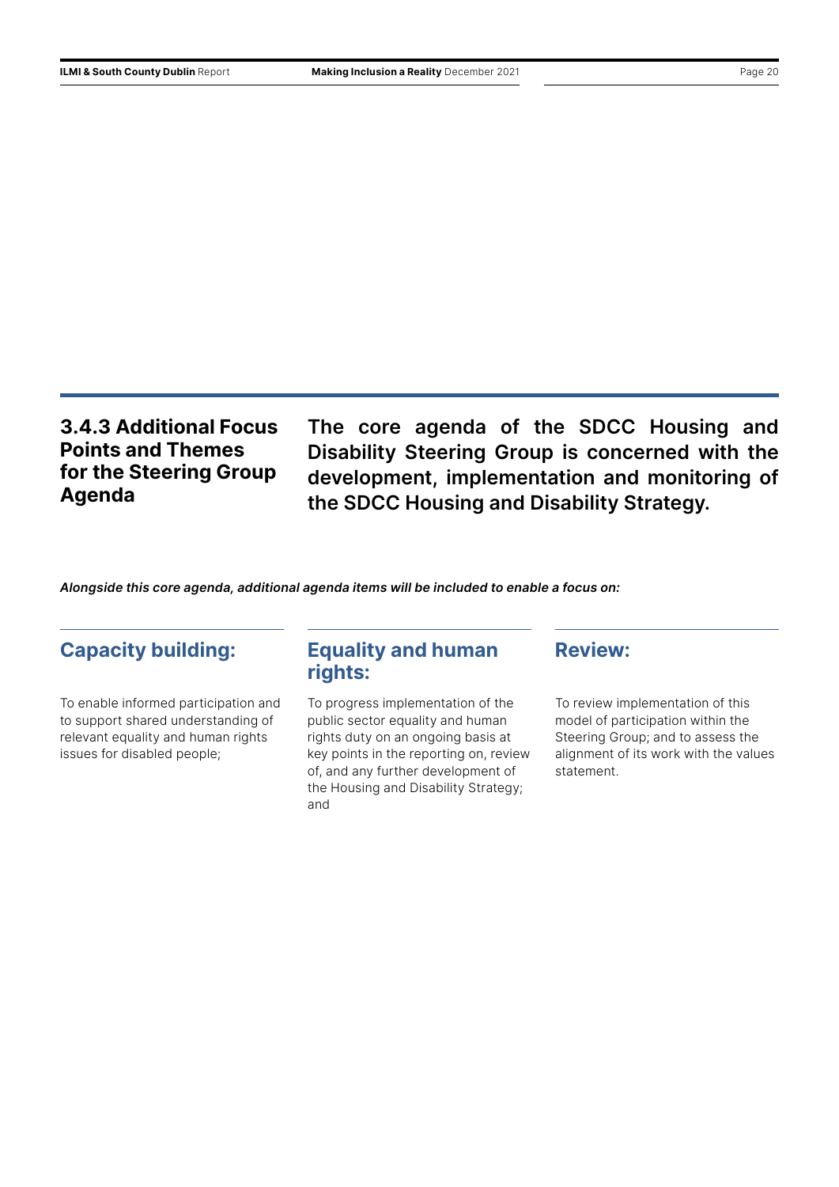### 3.4.3 Additional Focus Points and Themes for the Steering Group Agenda

**The core agenda of the SDCC Housing and Disability Steering Group is concerned with the development, implementation and monitoring of the SDCC Housing and Disability Strategy.**

***Alongside this core agenda, additional agenda items will be included to enable a focus on:***

#### Capacity building:

To enable informed participation and to support shared understanding of relevant equality and human rights issues for disabled people;

#### Equality and human rights:

To progress implementation of the public sector equality and human rights duty on an ongoing basis at key points in the reporting on, review of, and any further development of the Housing and Disability Strategy; and

#### Review:

To review implementation of this model of participation within the Steering Group; and to assess the alignment of its work with the values statement.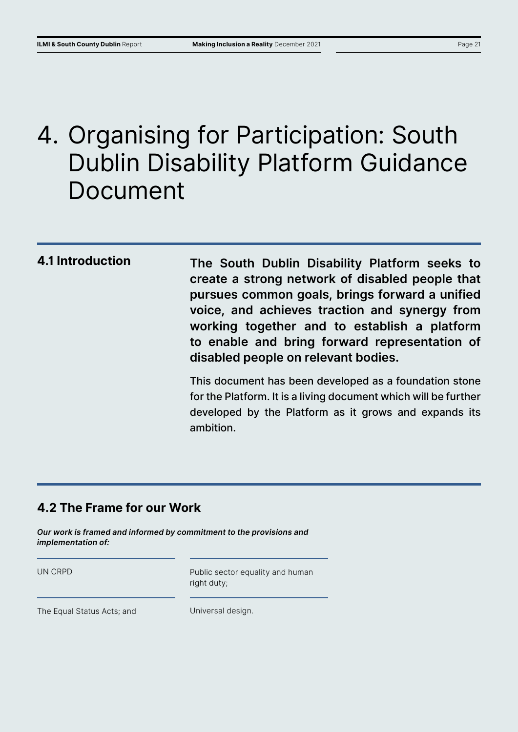# 4. Organising for Participation: South Dublin Disability Platform Guidance Document

## 4.1 Introduction

**The South Dublin Disability Platform seeks to create a strong network of disabled people that pursues common goals, brings forward a unified voice, and achieves traction and synergy from working together and to establish a platform to enable and bring forward representation of disabled people on relevant bodies.**

This document has been developed as a foundation stone for the Platform. It is a living document which will be further developed by the Platform as it grows and expands its ambition.

## 4.2 The Frame for our Work

***Our work is framed and informed by commitment to the provisions and implementation of:***

- UN CRPD
- Public sector equality and human right duty;
- The Equal Status Acts; and
- Universal design.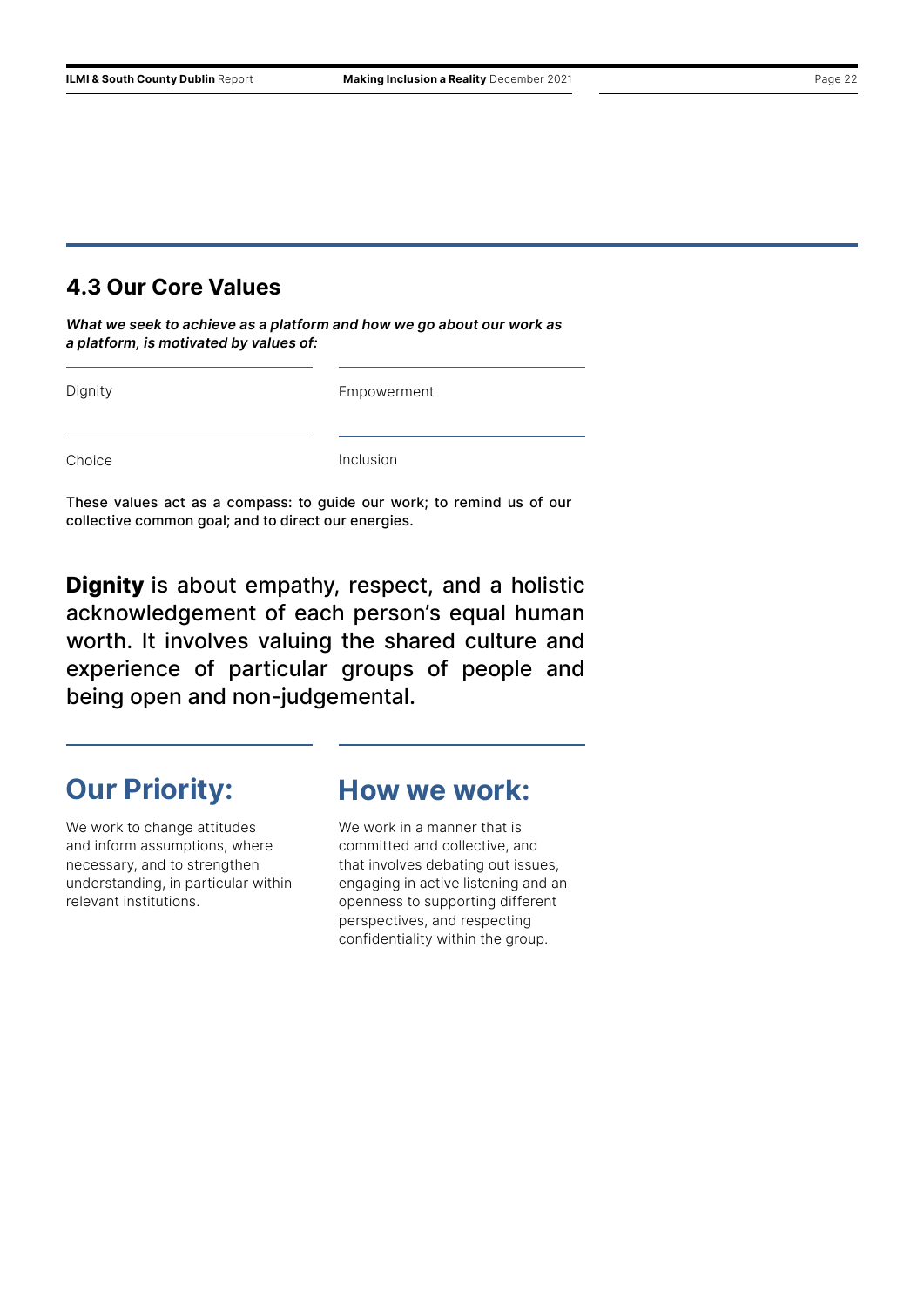## 4.3 Our Core Values

***What we seek to achieve as a platform and how we go about our work as a platform, is motivated by values of:***

| | |
|---|---|
| Dignity | Empowerment |
| Choice | Inclusion |

These values act as a compass: to guide our work; to remind us of our collective common goal; and to direct our energies.

**Dignity** is about empathy, respect, and a holistic acknowledgement of each person's equal human worth. It involves valuing the shared culture and experience of particular groups of people and being open and non-judgemental.

### Our Priority:

We work to change attitudes and inform assumptions, where necessary, and to strengthen understanding, in particular within relevant institutions.

### How we work:

We work in a manner that is committed and collective, and that involves debating out issues, engaging in active listening and an openness to supporting different perspectives, and respecting confidentiality within the group.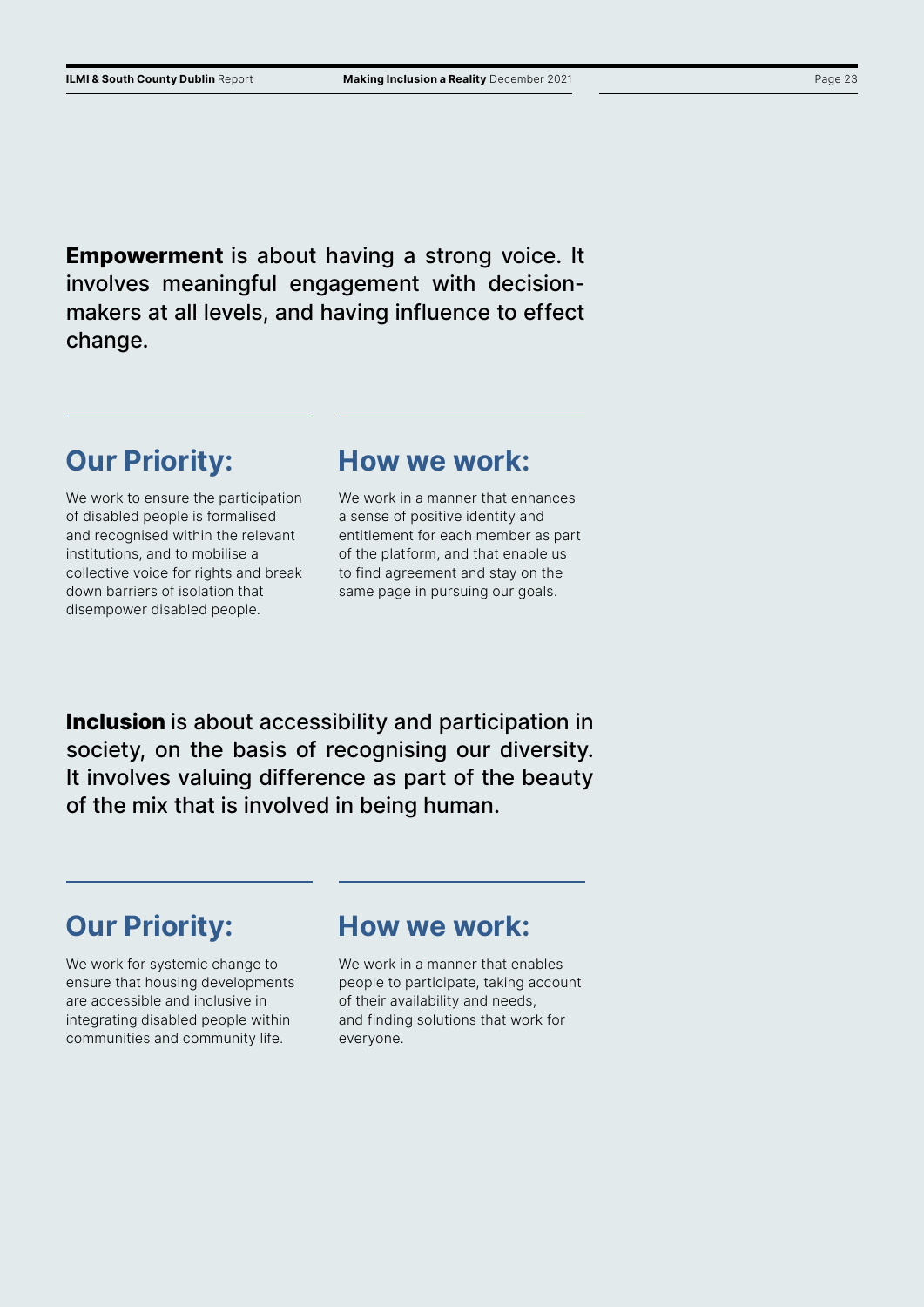**Empowerment** is about having a strong voice. It involves meaningful engagement with decision-makers at all levels, and having influence to effect change.

## Our Priority:

We work to ensure the participation of disabled people is formalised and recognised within the relevant institutions, and to mobilise a collective voice for rights and break down barriers of isolation that disempower disabled people.

## How we work:

We work in a manner that enhances a sense of positive identity and entitlement for each member as part of the platform, and that enable us to find agreement and stay on the same page in pursuing our goals.

**Inclusion** is about accessibility and participation in society, on the basis of recognising our diversity. It involves valuing difference as part of the beauty of the mix that is involved in being human.

## Our Priority:

We work for systemic change to ensure that housing developments are accessible and inclusive in integrating disabled people within communities and community life.

## How we work:

We work in a manner that enables people to participate, taking account of their availability and needs, and finding solutions that work for everyone.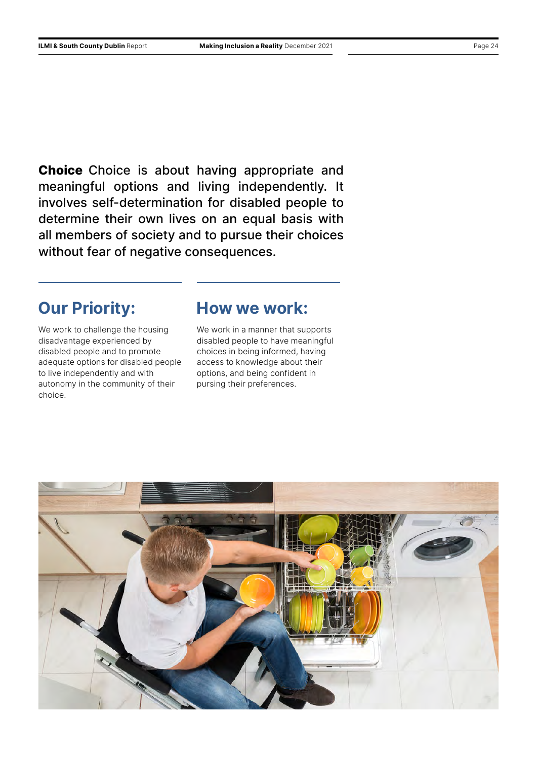**Choice** Choice is about having appropriate and meaningful options and living independently. It involves self-determination for disabled people to determine their own lives on an equal basis with all members of society and to pursue their choices without fear of negative consequences.

## Our Priority:

We work to challenge the housing disadvantage experienced by disabled people and to promote adequate options for disabled people to live independently and with autonomy in the community of their choice.

## How we work:

We work in a manner that supports disabled people to have meaningful choices in being informed, having access to knowledge about their options, and being confident in pursing their preferences.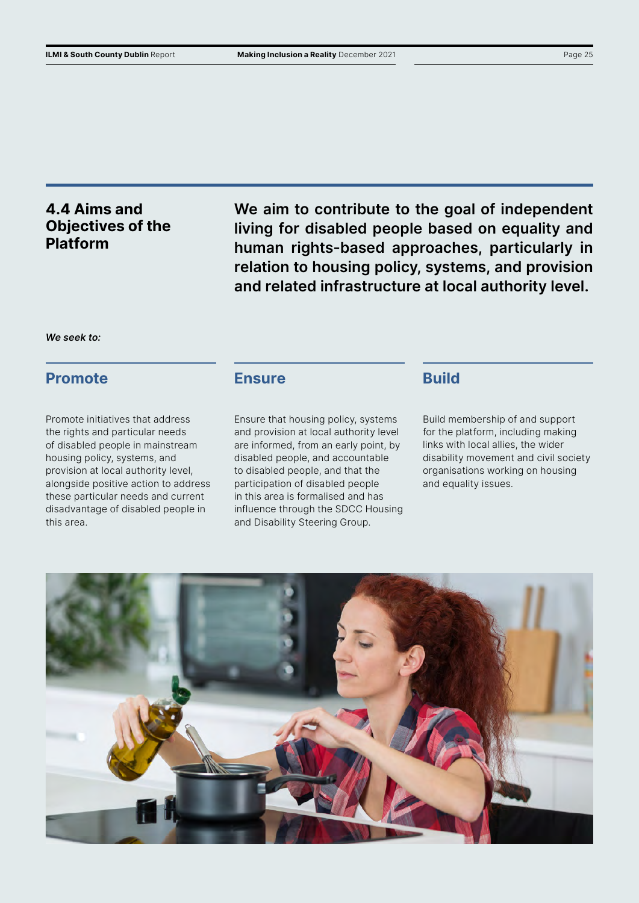## 4.4 Aims and Objectives of the Platform

**We aim to contribute to the goal of independent living for disabled people based on equality and human rights-based approaches, particularly in relation to housing policy, systems, and provision and related infrastructure at local authority level.**

***We seek to:***

### Promote

Promote initiatives that address the rights and particular needs of disabled people in mainstream housing policy, systems, and provision at local authority level, alongside positive action to address these particular needs and current disadvantage of disabled people in this area.

### Ensure

Ensure that housing policy, systems and provision at local authority level are informed, from an early point, by disabled people, and accountable to disabled people, and that the participation of disabled people in this area is formalised and has influence through the SDCC Housing and Disability Steering Group.

### Build

Build membership of and support for the platform, including making links with local allies, the wider disability movement and civil society organisations working on housing and equality issues.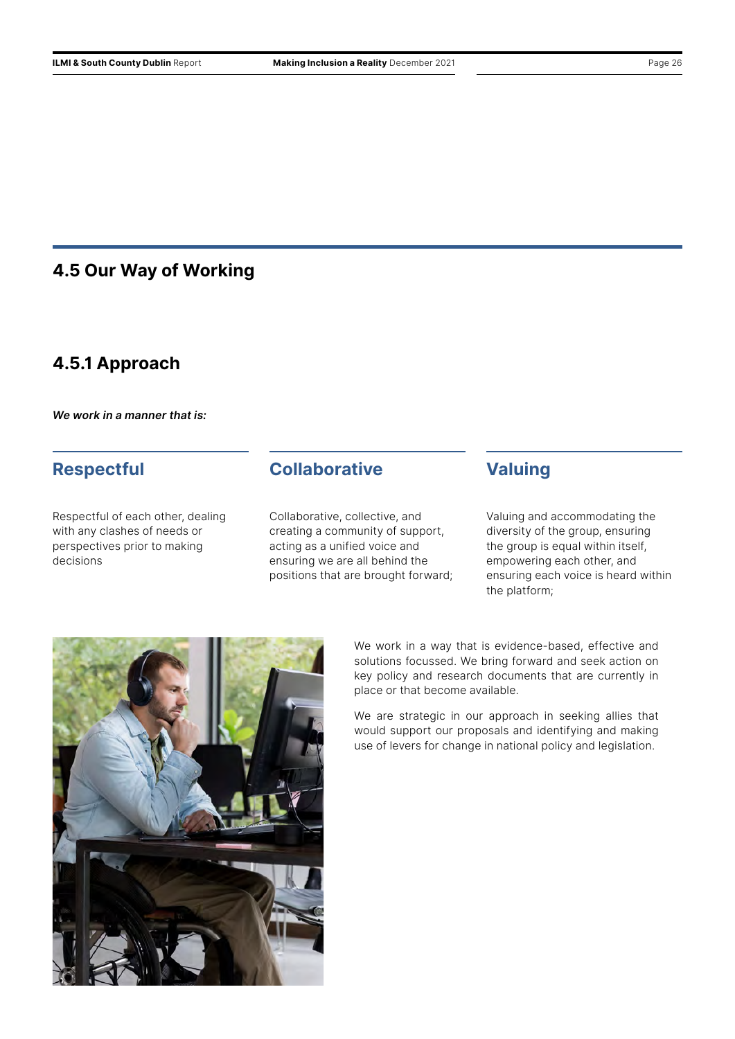## 4.5 Our Way of Working

### 4.5.1 Approach

***We work in a manner that is:***

#### Respectful

Respectful of each other, dealing with any clashes of needs or perspectives prior to making decisions

#### Collaborative

Collaborative, collective, and creating a community of support, acting as a unified voice and ensuring we are all behind the positions that are brought forward;

#### Valuing

Valuing and accommodating the diversity of the group, ensuring the group is equal within itself, empowering each other, and ensuring each voice is heard within the platform;

We work in a way that is evidence-based, effective and solutions focussed. We bring forward and seek action on key policy and research documents that are currently in place or that become available.

We are strategic in our approach in seeking allies that would support our proposals and identifying and making use of levers for change in national policy and legislation.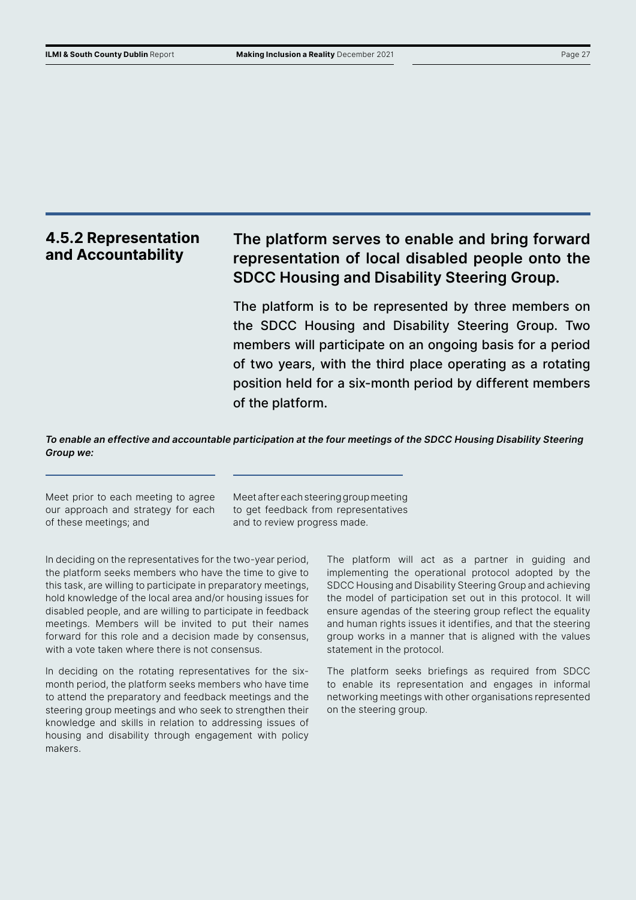### 4.5.2 Representation and Accountability

**The platform serves to enable and bring forward representation of local disabled people onto the SDCC Housing and Disability Steering Group.**

The platform is to be represented by three members on the SDCC Housing and Disability Steering Group. Two members will participate on an ongoing basis for a period of two years, with the third place operating as a rotating position held for a six-month period by different members of the platform.

***To enable an effective and accountable participation at the four meetings of the SDCC Housing Disability Steering Group we:***

- Meet prior to each meeting to agree our approach and strategy for each of these meetings; and
- Meet after each steering group meeting to get feedback from representatives and to review progress made.

In deciding on the representatives for the two-year period, the platform seeks members who have the time to give to this task, are willing to participate in preparatory meetings, hold knowledge of the local area and/or housing issues for disabled people, and are willing to participate in feedback meetings. Members will be invited to put their names forward for this role and a decision made by consensus, with a vote taken where there is not consensus.

In deciding on the rotating representatives for the six-month period, the platform seeks members who have time to attend the preparatory and feedback meetings and the steering group meetings and who seek to strengthen their knowledge and skills in relation to addressing issues of housing and disability through engagement with policy makers.

The platform will act as a partner in guiding and implementing the operational protocol adopted by the SDCC Housing and Disability Steering Group and achieving the model of participation set out in this protocol. It will ensure agendas of the steering group reflect the equality and human rights issues it identifies, and that the steering group works in a manner that is aligned with the values statement in the protocol.

The platform seeks briefings as required from SDCC to enable its representation and engages in informal networking meetings with other organisations represented on the steering group.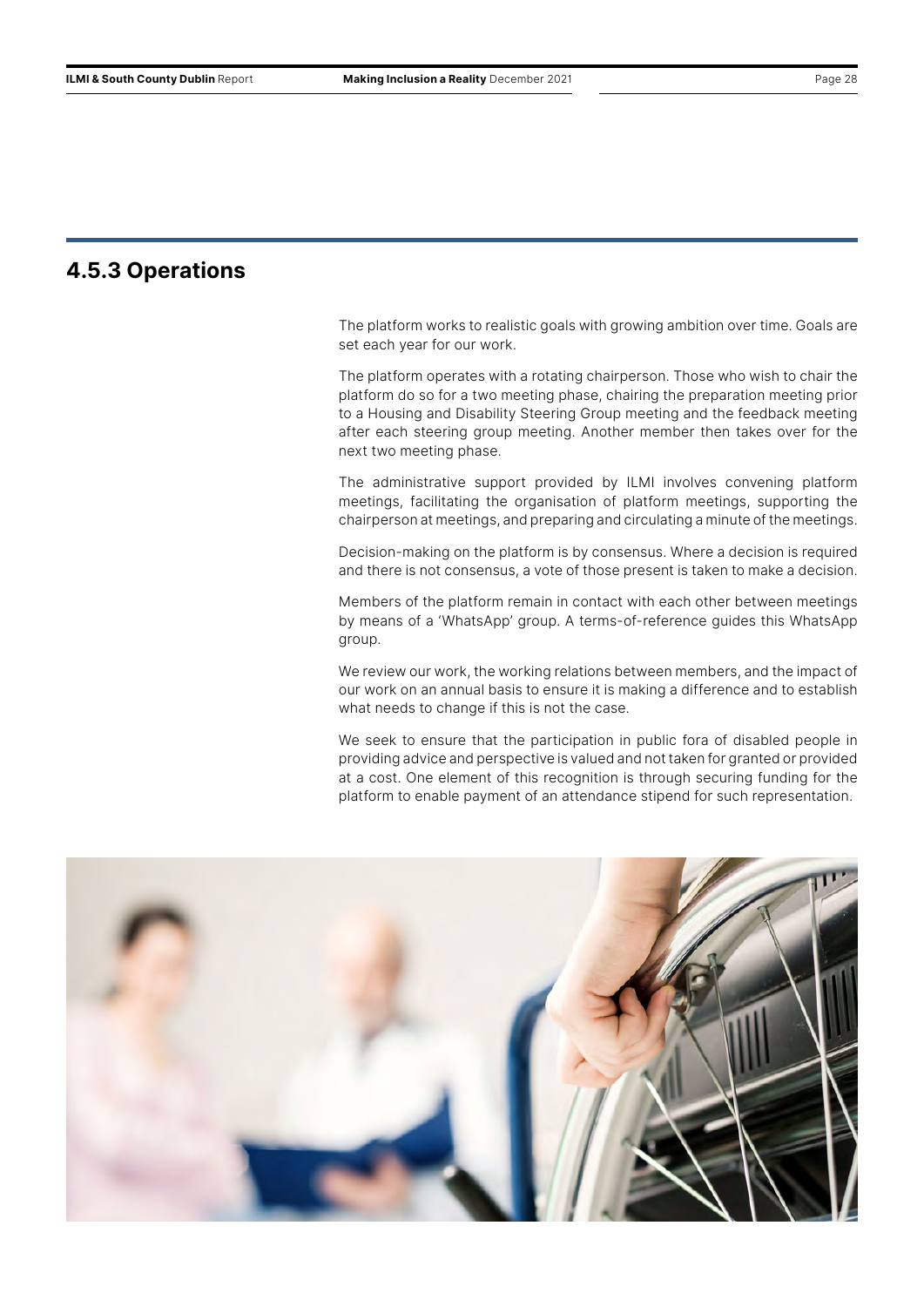### 4.5.3 Operations

The platform works to realistic goals with growing ambition over time. Goals are set each year for our work.

The platform operates with a rotating chairperson. Those who wish to chair the platform do so for a two meeting phase, chairing the preparation meeting prior to a Housing and Disability Steering Group meeting and the feedback meeting after each steering group meeting. Another member then takes over for the next two meeting phase.

The administrative support provided by ILMI involves convening platform meetings, facilitating the organisation of platform meetings, supporting the chairperson at meetings, and preparing and circulating a minute of the meetings.

Decision-making on the platform is by consensus. Where a decision is required and there is not consensus, a vote of those present is taken to make a decision.

Members of the platform remain in contact with each other between meetings by means of a 'WhatsApp' group. A terms-of-reference guides this WhatsApp group.

We review our work, the working relations between members, and the impact of our work on an annual basis to ensure it is making a difference and to establish what needs to change if this is not the case.

We seek to ensure that the participation in public fora of disabled people in providing advice and perspective is valued and not taken for granted or provided at a cost. One element of this recognition is through securing funding for the platform to enable payment of an attendance stipend for such representation.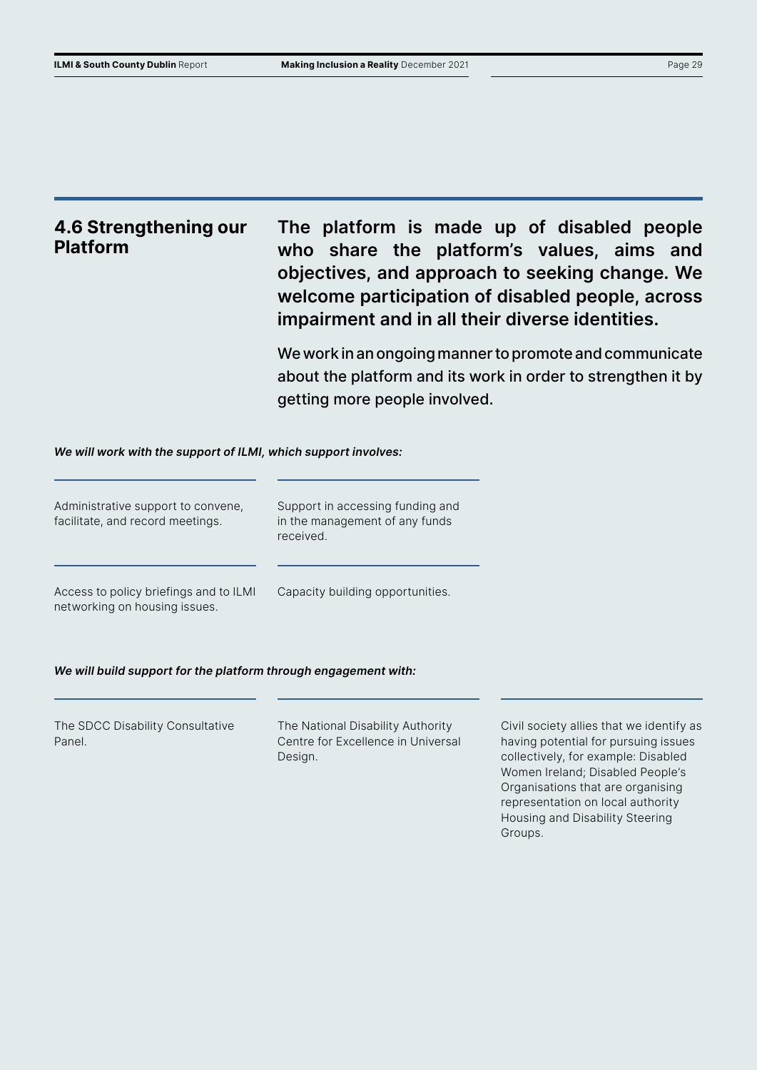## 4.6 Strengthening our Platform

**The platform is made up of disabled people who share the platform's values, aims and objectives, and approach to seeking change. We welcome participation of disabled people, across impairment and in all their diverse identities.**

We work in an ongoing manner to promote and communicate about the platform and its work in order to strengthen it by getting more people involved.

***We will work with the support of ILMI, which support involves:***

- Administrative support to convene, facilitate, and record meetings.
- Support in accessing funding and in the management of any funds received.
- Access to policy briefings and to ILMI networking on housing issues.
- Capacity building opportunities.

***We will build support for the platform through engagement with:***

- The SDCC Disability Consultative Panel.
- The National Disability Authority Centre for Excellence in Universal Design.
- Civil society allies that we identify as having potential for pursuing issues collectively, for example: Disabled Women Ireland; Disabled People's Organisations that are organising representation on local authority Housing and Disability Steering Groups.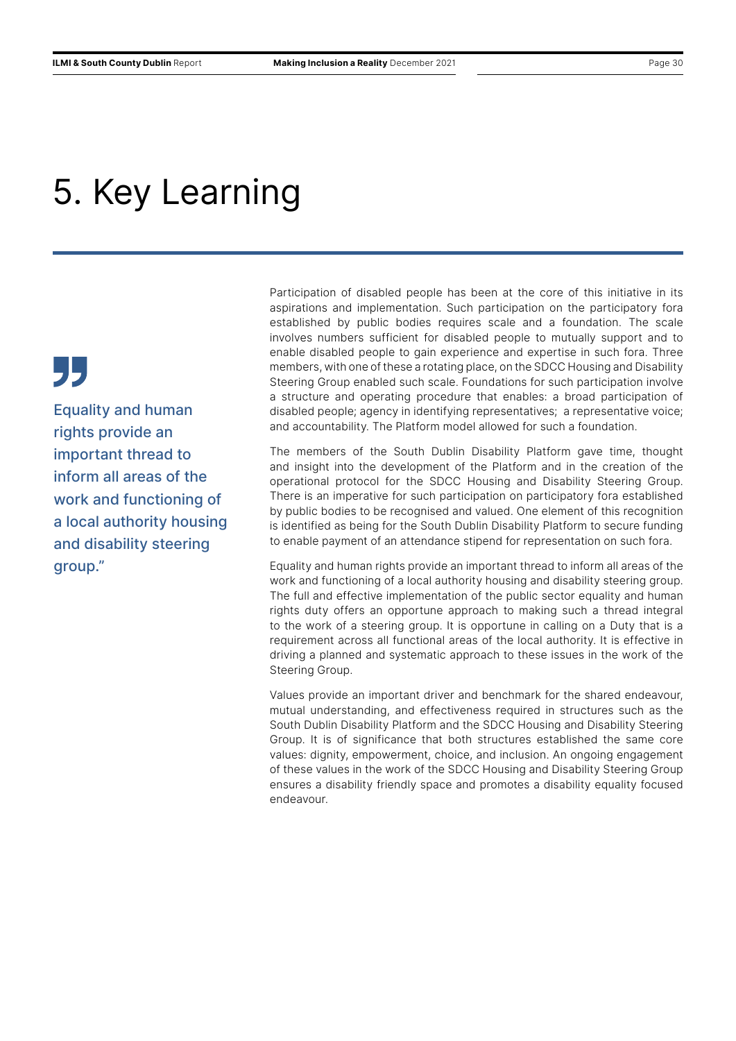# 5. Key Learning

> Equality and human rights provide an important thread to inform all areas of the work and functioning of a local authority housing and disability steering group."

Participation of disabled people has been at the core of this initiative in its aspirations and implementation. Such participation on the participatory fora established by public bodies requires scale and a foundation. The scale involves numbers sufficient for disabled people to mutually support and to enable disabled people to gain experience and expertise in such fora. Three members, with one of these a rotating place, on the SDCC Housing and Disability Steering Group enabled such scale. Foundations for such participation involve a structure and operating procedure that enables: a broad participation of disabled people; agency in identifying representatives; a representative voice; and accountability. The Platform model allowed for such a foundation.

The members of the South Dublin Disability Platform gave time, thought and insight into the development of the Platform and in the creation of the operational protocol for the SDCC Housing and Disability Steering Group. There is an imperative for such participation on participatory fora established by public bodies to be recognised and valued. One element of this recognition is identified as being for the South Dublin Disability Platform to secure funding to enable payment of an attendance stipend for representation on such fora.

Equality and human rights provide an important thread to inform all areas of the work and functioning of a local authority housing and disability steering group. The full and effective implementation of the public sector equality and human rights duty offers an opportune approach to making such a thread integral to the work of a steering group. It is opportune in calling on a Duty that is a requirement across all functional areas of the local authority. It is effective in driving a planned and systematic approach to these issues in the work of the Steering Group.

Values provide an important driver and benchmark for the shared endeavour, mutual understanding, and effectiveness required in structures such as the South Dublin Disability Platform and the SDCC Housing and Disability Steering Group. It is of significance that both structures established the same core values: dignity, empowerment, choice, and inclusion. An ongoing engagement of these values in the work of the SDCC Housing and Disability Steering Group ensures a disability friendly space and promotes a disability equality focused endeavour.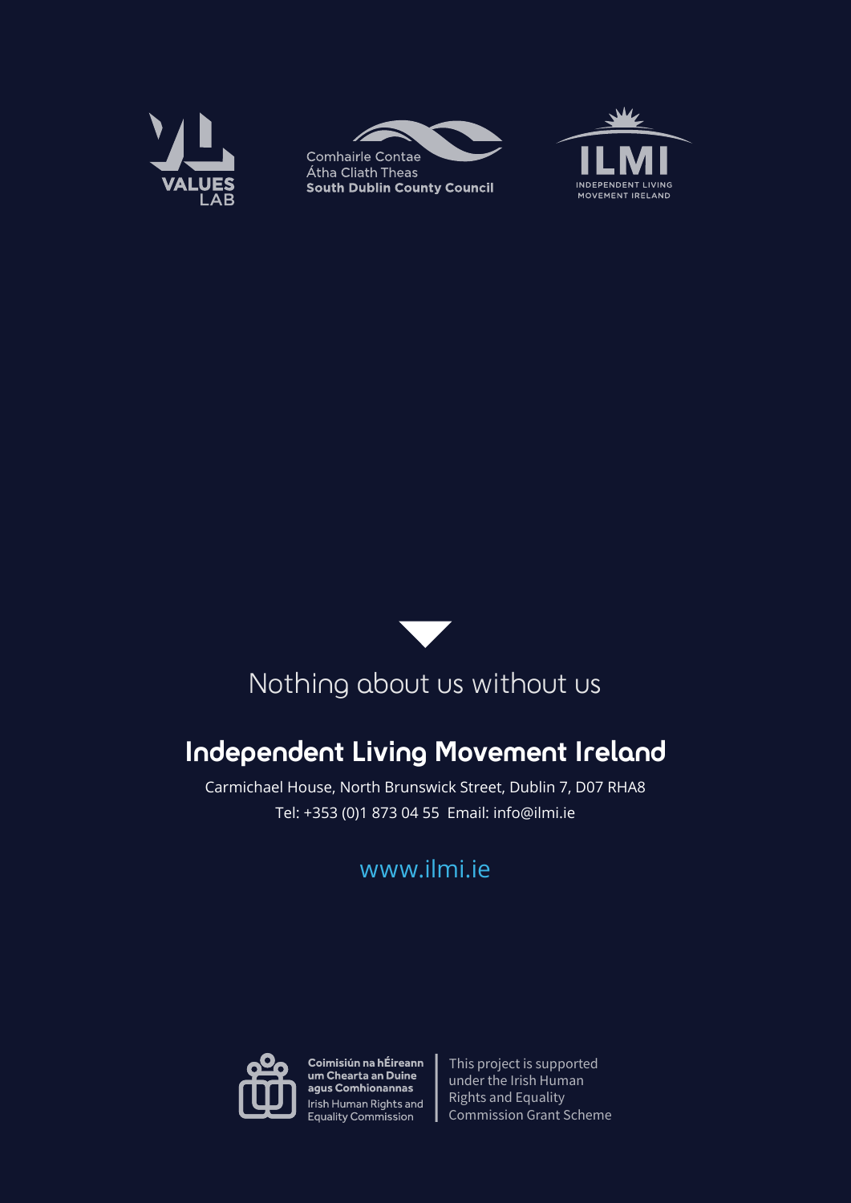VALUES LAB

Comhairle Contae Átha Cliath Theas
South Dublin County Council

ILMI
INDEPENDENT LIVING MOVEMENT IRELAND

Nothing about us without us

## Independent Living Movement Ireland

Carmichael House, North Brunswick Street, Dublin 7, D07 RHA8
Tel: +353 (0)1 873 04 55 Email: info@ilmi.ie

www.ilmi.ie

Coimisiún na hÉireann um Chearta an Duine agus Comhionannas
Irish Human Rights and Equality Commission

This project is supported under the Irish Human Rights and Equality Commission Grant Scheme